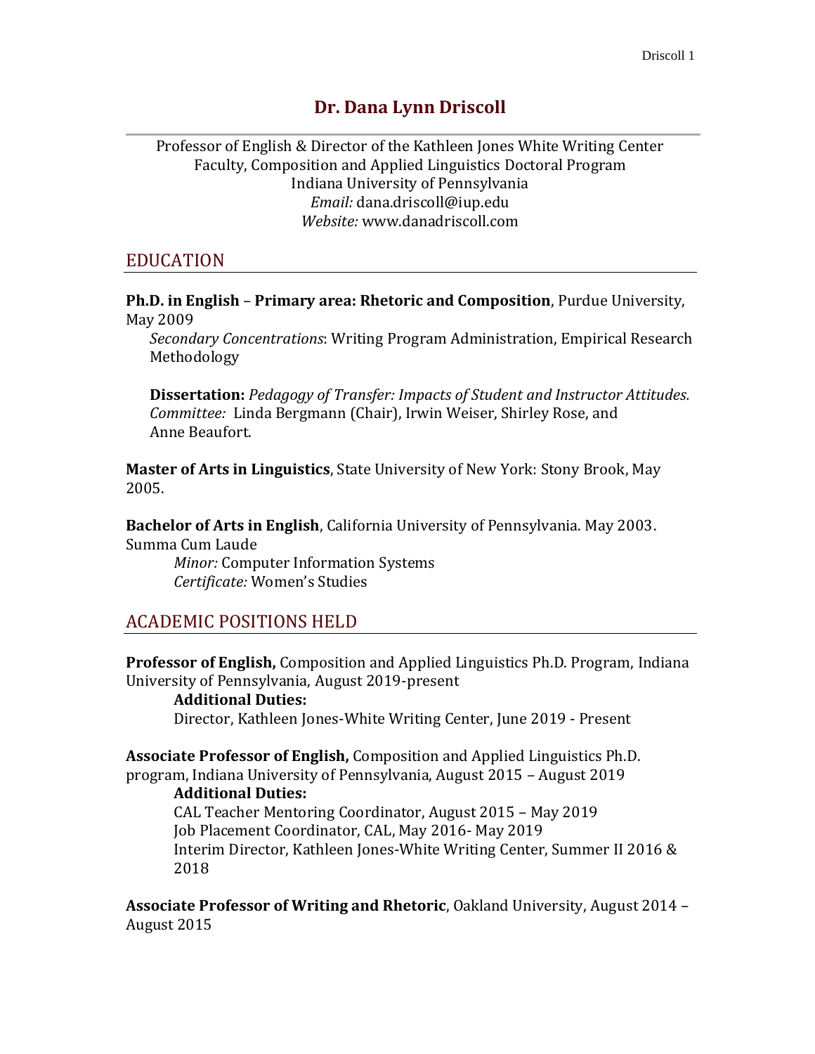# Dr. Dana Lynn Driscoll

Professor of English & Director of the Kathleen Jones White Writing Center
Faculty, Composition and Applied Linguistics Doctoral Program
Indiana University of Pennsylvania
*Email:* dana.driscoll@iup.edu
*Website:* www.danadriscoll.com

## EDUCATION

**Ph.D. in English** – **Primary area: Rhetoric and Composition**, Purdue University, May 2009

*Secondary Concentrations*: Writing Program Administration, Empirical Research Methodology

**Dissertation:** *Pedagogy of Transfer: Impacts of Student and Instructor Attitudes. Committee:* Linda Bergmann (Chair), Irwin Weiser, Shirley Rose, and Anne Beaufort.

**Master of Arts in Linguistics**, State University of New York: Stony Brook, May 2005.

**Bachelor of Arts in English**, California University of Pennsylvania. May 2003. Summa Cum Laude

*Minor:* Computer Information Systems
*Certificate:* Women's Studies

## ACADEMIC POSITIONS HELD

**Professor of English,** Composition and Applied Linguistics Ph.D. Program, Indiana University of Pennsylvania, August 2019-present

**Additional Duties:**
Director, Kathleen Jones-White Writing Center, June 2019 - Present

**Associate Professor of English,** Composition and Applied Linguistics Ph.D. program, Indiana University of Pennsylvania, August 2015 – August 2019

**Additional Duties:**
CAL Teacher Mentoring Coordinator, August 2015 – May 2019
Job Placement Coordinator, CAL, May 2016- May 2019
Interim Director, Kathleen Jones-White Writing Center, Summer II 2016 & 2018

**Associate Professor of Writing and Rhetoric**, Oakland University, August 2014 – August 2015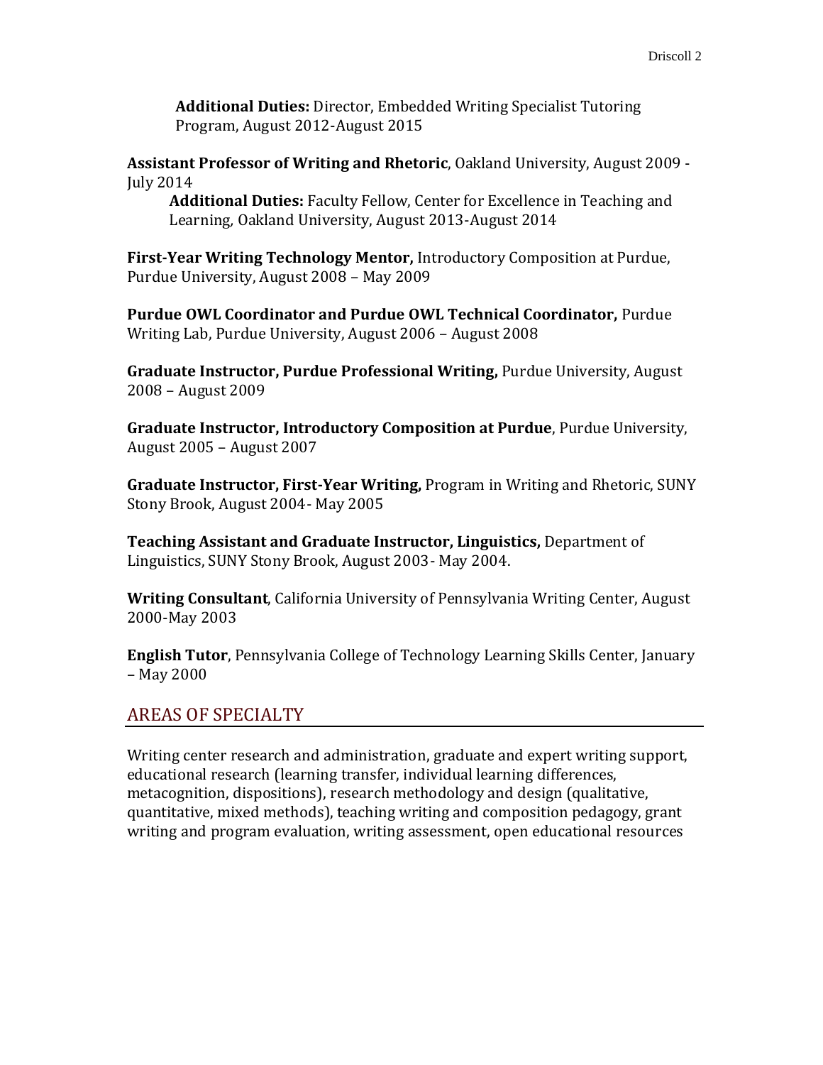**Additional Duties:** Director, Embedded Writing Specialist Tutoring Program, August 2012-August 2015

**Assistant Professor of Writing and Rhetoric**, Oakland University, August 2009 - July 2014

**Additional Duties:** Faculty Fellow, Center for Excellence in Teaching and Learning, Oakland University, August 2013-August 2014

**First-Year Writing Technology Mentor,** Introductory Composition at Purdue, Purdue University, August 2008 – May 2009

**Purdue OWL Coordinator and Purdue OWL Technical Coordinator,** Purdue Writing Lab, Purdue University, August 2006 – August 2008

**Graduate Instructor, Purdue Professional Writing,** Purdue University, August 2008 – August 2009

**Graduate Instructor, Introductory Composition at Purdue**, Purdue University, August 2005 – August 2007

**Graduate Instructor, First-Year Writing,** Program in Writing and Rhetoric, SUNY Stony Brook, August 2004- May 2005

**Teaching Assistant and Graduate Instructor, Linguistics,** Department of Linguistics, SUNY Stony Brook, August 2003- May 2004.

**Writing Consultant**, California University of Pennsylvania Writing Center, August 2000-May 2003

**English Tutor**, Pennsylvania College of Technology Learning Skills Center, January – May 2000

## AREAS OF SPECIALTY

Writing center research and administration, graduate and expert writing support, educational research (learning transfer, individual learning differences, metacognition, dispositions), research methodology and design (qualitative, quantitative, mixed methods), teaching writing and composition pedagogy, grant writing and program evaluation, writing assessment, open educational resources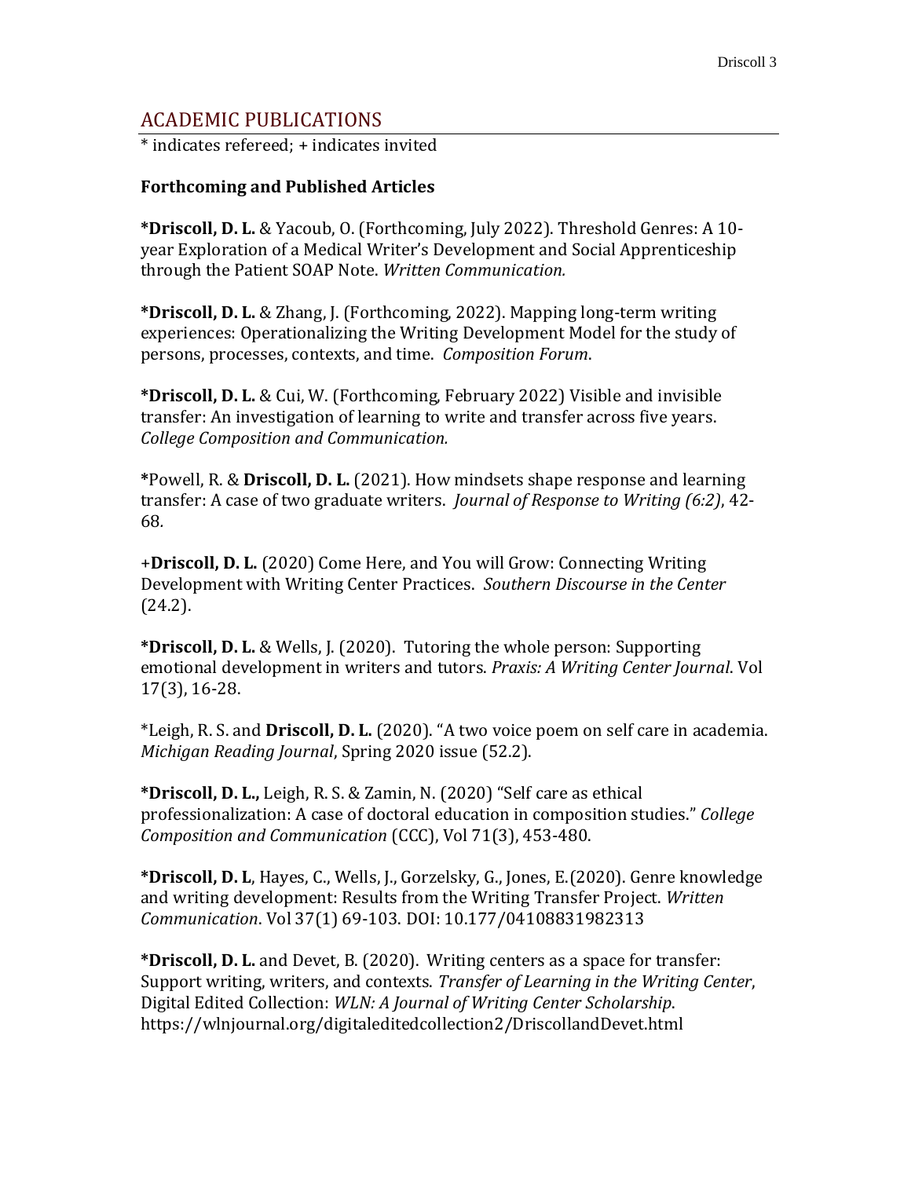## ACADEMIC PUBLICATIONS

* indicates refereed; + indicates invited

### Forthcoming and Published Articles

***Driscoll, D. L.** & Yacoub, O. (Forthcoming, July 2022). Threshold Genres: A 10-year Exploration of a Medical Writer's Development and Social Apprenticeship through the Patient SOAP Note. *Written Communication.*

***Driscoll, D. L.** & Zhang, J. (Forthcoming, 2022). Mapping long-term writing experiences: Operationalizing the Writing Development Model for the study of persons, processes, contexts, and time. *Composition Forum*.

***Driscoll, D. L.** & Cui, W. (Forthcoming, February 2022) Visible and invisible transfer: An investigation of learning to write and transfer across five years. *College Composition and Communication.*

*Powell, R. & **Driscoll, D. L.** (2021). How mindsets shape response and learning transfer: A case of two graduate writers. *Journal of Response to Writing (6:2)*, 42-68.

+**Driscoll, D. L.** (2020) Come Here, and You will Grow: Connecting Writing Development with Writing Center Practices. *Southern Discourse in the Center* (24.2).

***Driscoll, D. L.** & Wells, J. (2020). Tutoring the whole person: Supporting emotional development in writers and tutors. *Praxis: A Writing Center Journal*. Vol 17(3), 16-28.

*Leigh, R. S. and **Driscoll, D. L.** (2020). "A two voice poem on self care in academia. *Michigan Reading Journal*, Spring 2020 issue (52.2).

***Driscoll, D. L.,** Leigh, R. S. & Zamin, N. (2020) "Self care as ethical professionalization: A case of doctoral education in composition studies." *College Composition and Communication* (CCC), Vol 71(3), 453-480.

***Driscoll, D. L**, Hayes, C., Wells, J., Gorzelsky, G., Jones, E.(2020). Genre knowledge and writing development: Results from the Writing Transfer Project. *Written Communication*. Vol 37(1) 69-103. DOI: 10.177/04108831982313

***Driscoll, D. L.** and Devet, B. (2020). Writing centers as a space for transfer: Support writing, writers, and contexts. *Transfer of Learning in the Writing Center*, Digital Edited Collection: *WLN: A Journal of Writing Center Scholarship*. https://wlnjournal.org/digitaleditedcollection2/DriscollandDevet.html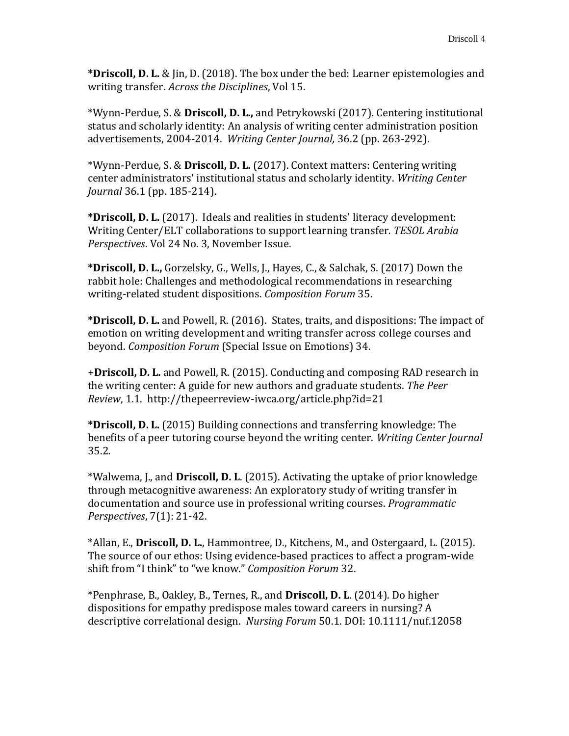***Driscoll, D. L.** & Jin, D. (2018). The box under the bed: Learner epistemologies and writing transfer. *Across the Disciplines*, Vol 15.

*Wynn-Perdue, S. & **Driscoll, D. L.,** and Petrykowski (2017). Centering institutional status and scholarly identity: An analysis of writing center administration position advertisements, 2004-2014. *Writing Center Journal,* 36.2 (pp. 263-292).

*Wynn-Perdue, S. & **Driscoll, D. L.** (2017). Context matters: Centering writing center administrators' institutional status and scholarly identity. *Writing Center Journal* 36.1 (pp. 185-214).

***Driscoll, D. L.** (2017). Ideals and realities in students' literacy development: Writing Center/ELT collaborations to support learning transfer*. TESOL Arabia Perspectives*. Vol 24 No. 3, November Issue.

***Driscoll, D. L.,** Gorzelsky, G., Wells, J., Hayes, C., & Salchak, S. (2017) Down the rabbit hole: Challenges and methodological recommendations in researching writing-related student dispositions. *Composition Forum* 35.

***Driscoll, D. L.** and Powell, R. (2016). States, traits, and dispositions: The impact of emotion on writing development and writing transfer across college courses and beyond. *Composition Forum* (Special Issue on Emotions) 34.

+**Driscoll, D. L.** and Powell, R. (2015). Conducting and composing RAD research in the writing center: A guide for new authors and graduate students. *The Peer Review*, 1.1. http://thepeerreview-iwca.org/article.php?id=21

***Driscoll, D. L.** (2015) Building connections and transferring knowledge: The benefits of a peer tutoring course beyond the writing center. *Writing Center Journal* 35.2*.*

*Walwema, J., and **Driscoll, D. L**. (2015). Activating the uptake of prior knowledge through metacognitive awareness: An exploratory study of writing transfer in documentation and source use in professional writing courses. *Programmatic Perspectives*, 7(1): 21-42.

*Allan, E., **Driscoll, D. L.**, Hammontree, D., Kitchens, M., and Ostergaard, L. (2015). The source of our ethos: Using evidence-based practices to affect a program-wide shift from "I think" to "we know." *Composition Forum* 32.

*Penphrase, B., Oakley, B., Ternes, R., and **Driscoll, D. L**. (2014). Do higher dispositions for empathy predispose males toward careers in nursing? A descriptive correlational design. *Nursing Forum* 50.1. DOI: 10.1111/nuf.12058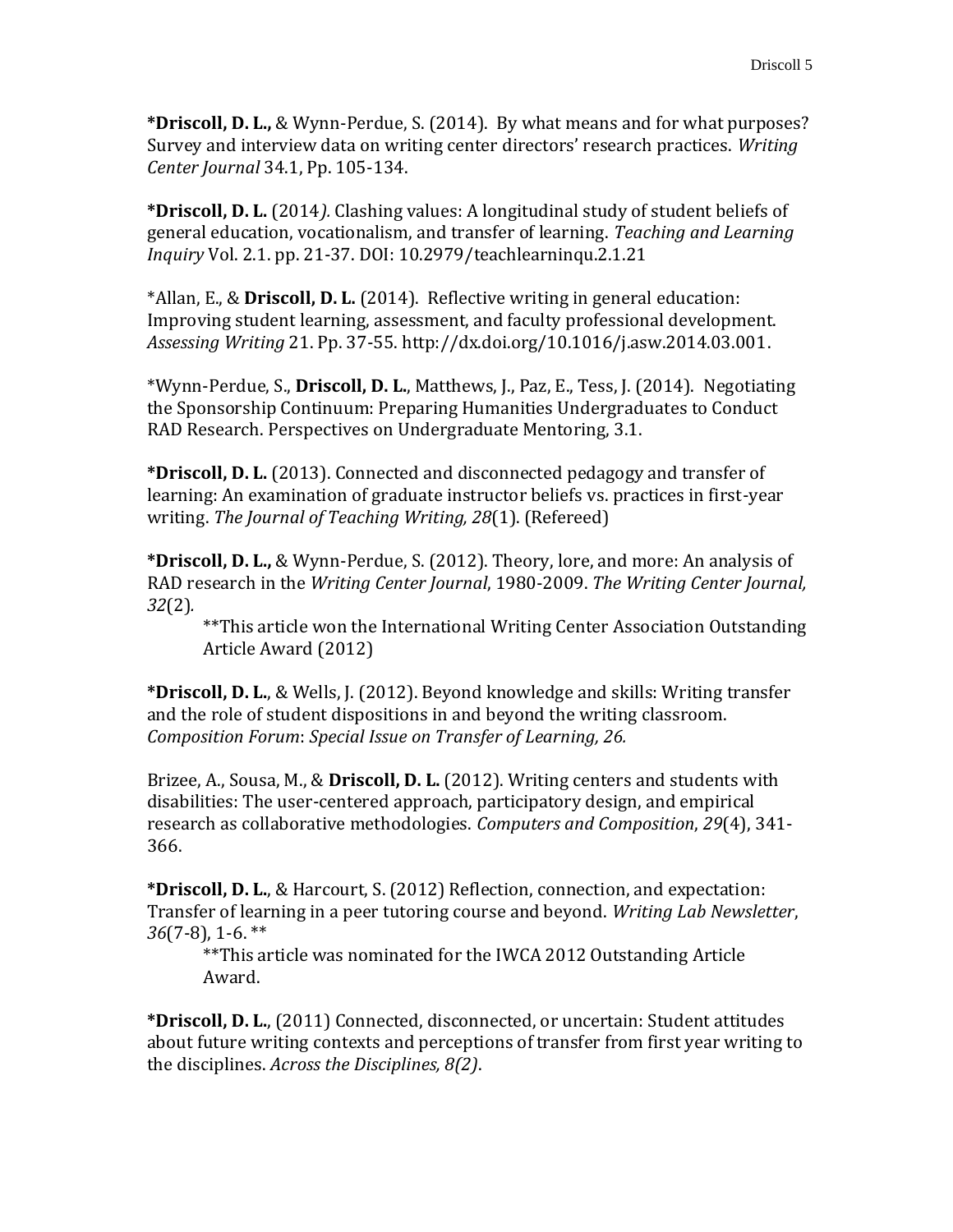***Driscoll, D. L.,** & Wynn-Perdue, S. (2014). By what means and for what purposes? Survey and interview data on writing center directors' research practices. *Writing Center Journal* 34.1, Pp. 105-134.

***Driscoll, D. L.** (2014*).* Clashing values: A longitudinal study of student beliefs of general education, vocationalism, and transfer of learning. *Teaching and Learning Inquiry* Vol. 2.1. pp. 21-37. DOI: 10.2979/teachlearninqu.2.1.21

*Allan, E., & **Driscoll, D. L.** (2014). Reflective writing in general education: Improving student learning, assessment, and faculty professional development. *Assessing Writing* 21. Pp. 37-55. http://dx.doi.org/10.1016/j.asw.2014.03.001.

*Wynn-Perdue, S., **Driscoll, D. L.**, Matthews, J., Paz, E., Tess, J. (2014). Negotiating the Sponsorship Continuum: Preparing Humanities Undergraduates to Conduct RAD Research. Perspectives on Undergraduate Mentoring, 3.1.

***Driscoll, D. L.** (2013). Connected and disconnected pedagogy and transfer of learning: An examination of graduate instructor beliefs vs. practices in first-year writing. *The Journal of Teaching Writing, 28*(1). (Refereed)

***Driscoll, D. L.,** & Wynn-Perdue, S. (2012). Theory, lore, and more: An analysis of RAD research in the *Writing Center Journal*, 1980-2009. *The Writing Center Journal, 32*(2).

> **This article won the International Writing Center Association Outstanding Article Award (2012)

***Driscoll, D. L.**, & Wells, J. (2012). Beyond knowledge and skills: Writing transfer and the role of student dispositions in and beyond the writing classroom. *Composition Forum*: *Special Issue on Transfer of Learning, 26.*

Brizee, A., Sousa, M., & **Driscoll, D. L.** (2012). Writing centers and students with disabilities: The user-centered approach, participatory design, and empirical research as collaborative methodologies. *Computers and Composition*, *29*(4), 341-366.

***Driscoll, D. L.**, & Harcourt, S. (2012) Reflection, connection, and expectation: Transfer of learning in a peer tutoring course and beyond. *Writing Lab Newsletter*, *36*(7-8), 1-6. **

> **This article was nominated for the IWCA 2012 Outstanding Article Award.

***Driscoll, D. L.**, (2011) Connected, disconnected, or uncertain: Student attitudes about future writing contexts and perceptions of transfer from first year writing to the disciplines. *Across the Disciplines, 8(2)*.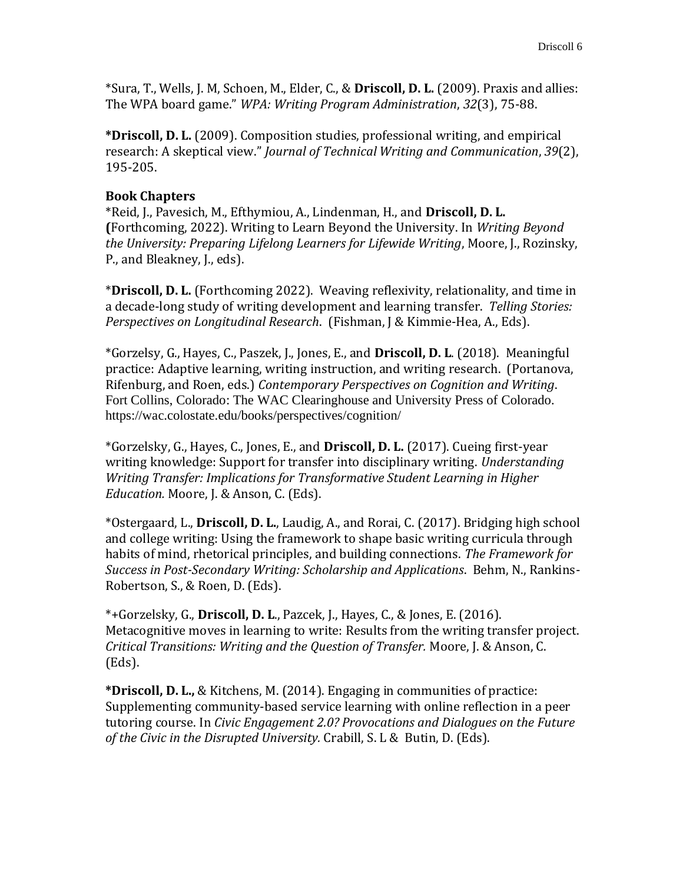*Sura, T., Wells, J. M, Schoen, M., Elder, C., & **Driscoll, D. L.** (2009). Praxis and allies: The WPA board game." *WPA: Writing Program Administration*, *32*(3), 75-88.

***Driscoll, D. L.** (2009). Composition studies, professional writing, and empirical research: A skeptical view." *Journal of Technical Writing and Communication*, *39*(2), 195-205.

**Book Chapters**

*Reid, J., Pavesich, M., Efthymiou, A., Lindenman, H., and **Driscoll, D. L.** **(**Forthcoming, 2022). Writing to Learn Beyond the University. In *Writing Beyond the University: Preparing Lifelong Learners for Lifewide Writing*, Moore, J., Rozinsky, P., and Bleakney, J., eds).

***Driscoll, D. L.** (Forthcoming 2022). Weaving reflexivity, relationality, and time in a decade-long study of writing development and learning transfer. *Telling Stories: Perspectives on Longitudinal Research*. (Fishman, J & Kimmie-Hea, A., Eds).

*Gorzelsy, G., Hayes, C., Paszek, J., Jones, E., and **Driscoll, D. L**. (2018). Meaningful practice: Adaptive learning, writing instruction, and writing research. (Portanova, Rifenburg, and Roen, eds.) *Contemporary Perspectives on Cognition and Writing*. Fort Collins, Colorado: The WAC Clearinghouse and University Press of Colorado. https://wac.colostate.edu/books/perspectives/cognition/

*Gorzelsky, G., Hayes, C., Jones, E., and **Driscoll, D. L.** (2017). Cueing first-year writing knowledge: Support for transfer into disciplinary writing. *Understanding Writing Transfer: Implications for Transformative Student Learning in Higher Education.* Moore, J. & Anson, C. (Eds).

*Ostergaard, L., **Driscoll, D. L.**, Laudig, A., and Rorai, C. (2017). Bridging high school and college writing: Using the framework to shape basic writing curricula through habits of mind, rhetorical principles, and building connections. *The Framework for Success in Post-Secondary Writing: Scholarship and Applications*. Behm, N., Rankins-Robertson, S., & Roen, D. (Eds).

*+Gorzelsky, G., **Driscoll, D. L.**, Pazcek, J., Hayes, C., & Jones, E. (2016). Metacognitive moves in learning to write: Results from the writing transfer project. *Critical Transitions: Writing and the Question of Transfer.* Moore, J. & Anson, C. (Eds).

***Driscoll, D. L.,** & Kitchens, M. (2014). Engaging in communities of practice: Supplementing community-based service learning with online reflection in a peer tutoring course. In *Civic Engagement 2.0? Provocations and Dialogues on the Future of the Civic in the Disrupted University.* Crabill, S. L & Butin, D. (Eds).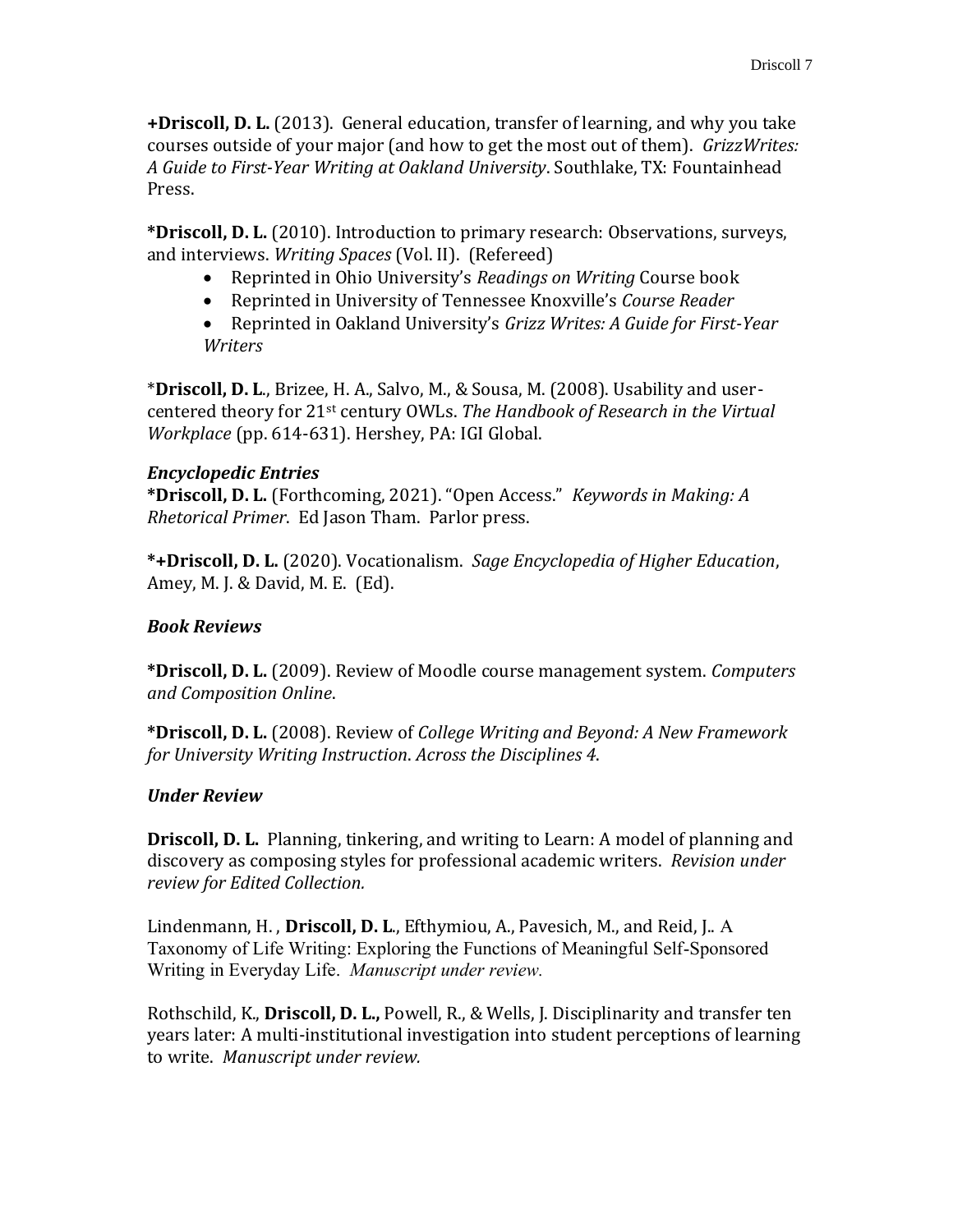**+Driscoll, D. L.** (2013). General education, transfer of learning, and why you take courses outside of your major (and how to get the most out of them). *GrizzWrites: A Guide to First-Year Writing at Oakland University*. Southlake, TX: Fountainhead Press.

***Driscoll, D. L.** (2010). Introduction to primary research: Observations, surveys, and interviews. *Writing Spaces* (Vol. II). (Refereed)

- Reprinted in Ohio University's *Readings on Writing* Course book
- Reprinted in University of Tennessee Knoxville's *Course Reader*
- Reprinted in Oakland University's *Grizz Writes: A Guide for First-Year Writers*

***Driscoll, D. L**., Brizee, H. A., Salvo, M., & Sousa, M. (2008). Usability and user-centered theory for 21st century OWLs. *The Handbook of Research in the Virtual Workplace* (pp. 614-631). Hershey, PA: IGI Global.

### *Encyclopedic Entries*

***Driscoll, D. L.** (Forthcoming, 2021). "Open Access." *Keywords in Making: A Rhetorical Primer*. Ed Jason Tham. Parlor press.

***+Driscoll, D. L.** (2020). Vocationalism. *Sage Encyclopedia of Higher Education*, Amey, M. J. & David, M. E. (Ed).

### *Book Reviews*

***Driscoll, D. L.** (2009). Review of Moodle course management system. *Computers and Composition Online*.

***Driscoll, D. L.** (2008). Review of *College Writing and Beyond: A New Framework for University Writing Instruction*. *Across the Disciplines 4*.

### *Under Review*

**Driscoll, D. L.** Planning, tinkering, and writing to Learn: A model of planning and discovery as composing styles for professional academic writers. *Revision under review for Edited Collection.*

Lindenmann, H. , **Driscoll, D. L**., Efthymiou, A., Pavesich, M., and Reid, J.. A Taxonomy of Life Writing: Exploring the Functions of Meaningful Self-Sponsored Writing in Everyday Life. *Manuscript under review.*

Rothschild, K., **Driscoll, D. L.,** Powell, R., & Wells, J. Disciplinarity and transfer ten years later: A multi-institutional investigation into student perceptions of learning to write. *Manuscript under review.*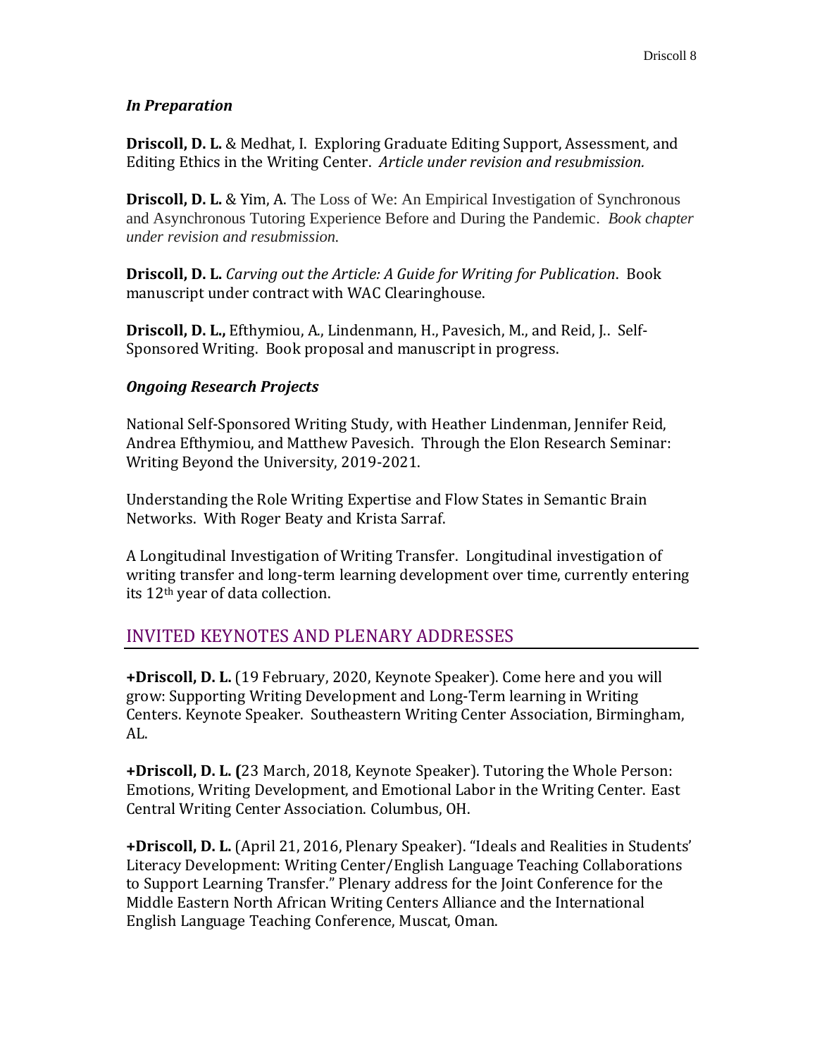### *In Preparation*

**Driscoll, D. L.** & Medhat, I. Exploring Graduate Editing Support, Assessment, and Editing Ethics in the Writing Center. *Article under revision and resubmission.*

**Driscoll, D. L.** & Yim, A. The Loss of We: An Empirical Investigation of Synchronous and Asynchronous Tutoring Experience Before and During the Pandemic. *Book chapter under revision and resubmission.*

**Driscoll, D. L.** *Carving out the Article: A Guide for Writing for Publication*. Book manuscript under contract with WAC Clearinghouse.

**Driscoll, D. L.,** Efthymiou, A., Lindenmann, H., Pavesich, M., and Reid, J.. Self-Sponsored Writing. Book proposal and manuscript in progress.

### *Ongoing Research Projects*

National Self-Sponsored Writing Study, with Heather Lindenman, Jennifer Reid, Andrea Efthymiou, and Matthew Pavesich. Through the Elon Research Seminar: Writing Beyond the University, 2019-2021.

Understanding the Role Writing Expertise and Flow States in Semantic Brain Networks. With Roger Beaty and Krista Sarraf.

A Longitudinal Investigation of Writing Transfer. Longitudinal investigation of writing transfer and long-term learning development over time, currently entering its 12th year of data collection.

## INVITED KEYNOTES AND PLENARY ADDRESSES

**+Driscoll, D. L.** (19 February, 2020, Keynote Speaker). Come here and you will grow: Supporting Writing Development and Long-Term learning in Writing Centers. Keynote Speaker. Southeastern Writing Center Association, Birmingham, AL.

**+Driscoll, D. L. (**23 March, 2018, Keynote Speaker). Tutoring the Whole Person: Emotions, Writing Development, and Emotional Labor in the Writing Center. East Central Writing Center Association. Columbus, OH.

**+Driscoll, D. L.** (April 21, 2016, Plenary Speaker). "Ideals and Realities in Students' Literacy Development: Writing Center/English Language Teaching Collaborations to Support Learning Transfer." Plenary address for the Joint Conference for the Middle Eastern North African Writing Centers Alliance and the International English Language Teaching Conference, Muscat, Oman.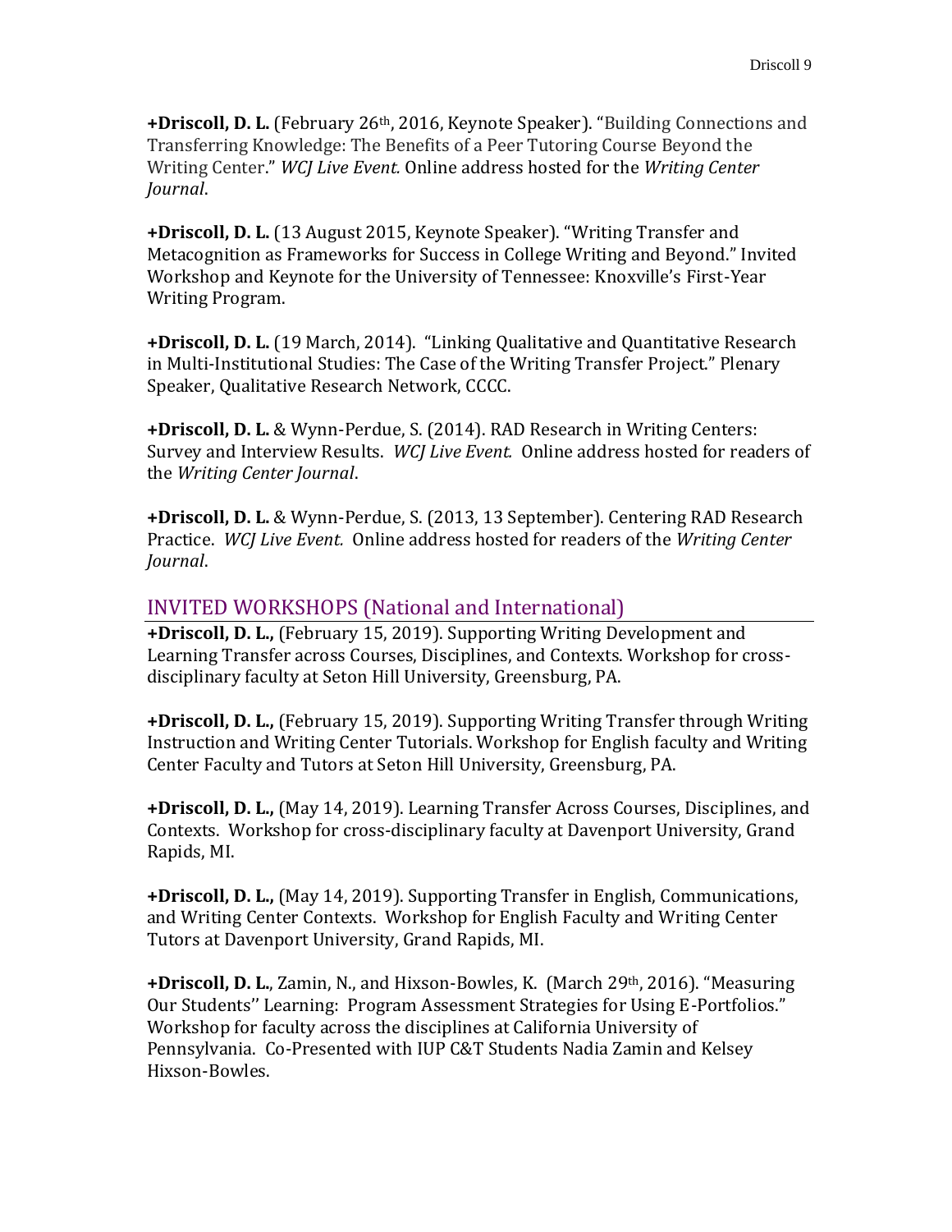**+Driscoll, D. L.** (February 26th, 2016, Keynote Speaker). "Building Connections and Transferring Knowledge: The Benefits of a Peer Tutoring Course Beyond the Writing Center." *WCJ Live Event.* Online address hosted for the *Writing Center Journal*.

**+Driscoll, D. L.** (13 August 2015, Keynote Speaker). "Writing Transfer and Metacognition as Frameworks for Success in College Writing and Beyond." Invited Workshop and Keynote for the University of Tennessee: Knoxville's First-Year Writing Program.

**+Driscoll, D. L.** (19 March, 2014). "Linking Qualitative and Quantitative Research in Multi-Institutional Studies: The Case of the Writing Transfer Project." Plenary Speaker, Qualitative Research Network, CCCC.

**+Driscoll, D. L.** & Wynn-Perdue, S. (2014). RAD Research in Writing Centers: Survey and Interview Results. *WCJ Live Event.* Online address hosted for readers of the *Writing Center Journal*.

**+Driscoll, D. L.** & Wynn-Perdue, S. (2013, 13 September). Centering RAD Research Practice. *WCJ Live Event.* Online address hosted for readers of the *Writing Center Journal*.

## INVITED WORKSHOPS (National and International)

**+Driscoll, D. L.,** (February 15, 2019). Supporting Writing Development and Learning Transfer across Courses, Disciplines, and Contexts. Workshop for cross-disciplinary faculty at Seton Hill University, Greensburg, PA.

**+Driscoll, D. L.,** (February 15, 2019). Supporting Writing Transfer through Writing Instruction and Writing Center Tutorials. Workshop for English faculty and Writing Center Faculty and Tutors at Seton Hill University, Greensburg, PA.

**+Driscoll, D. L.,** (May 14, 2019). Learning Transfer Across Courses, Disciplines, and Contexts. Workshop for cross-disciplinary faculty at Davenport University, Grand Rapids, MI.

**+Driscoll, D. L.,** (May 14, 2019). Supporting Transfer in English, Communications, and Writing Center Contexts. Workshop for English Faculty and Writing Center Tutors at Davenport University, Grand Rapids, MI.

**+Driscoll, D. L.**, Zamin, N., and Hixson-Bowles, K. (March 29th, 2016). "Measuring Our Students'' Learning: Program Assessment Strategies for Using E-Portfolios." Workshop for faculty across the disciplines at California University of Pennsylvania. Co-Presented with IUP C&T Students Nadia Zamin and Kelsey Hixson-Bowles.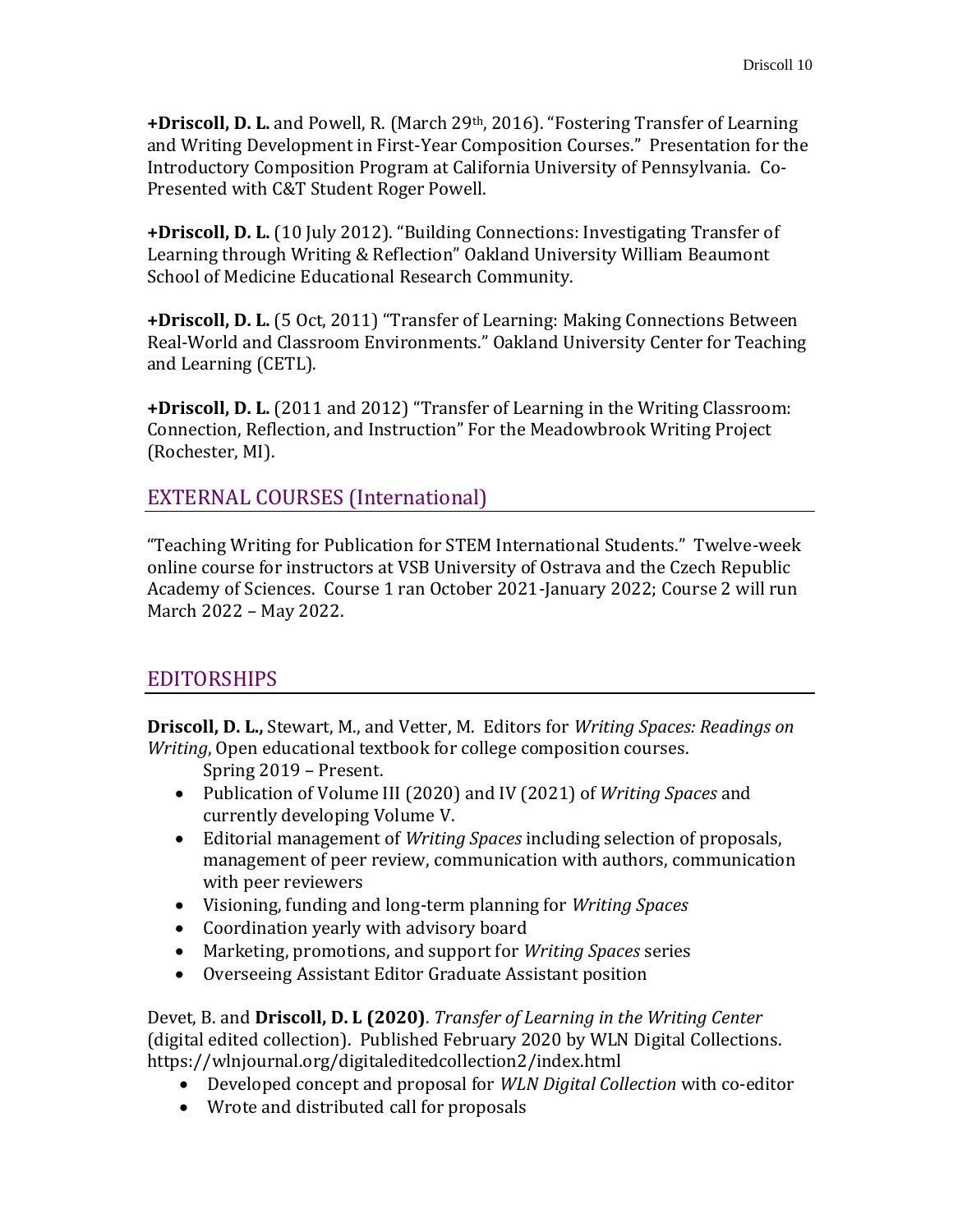**+Driscoll, D. L.** and Powell, R. (March 29th, 2016). "Fostering Transfer of Learning and Writing Development in First-Year Composition Courses." Presentation for the Introductory Composition Program at California University of Pennsylvania. Co-Presented with C&T Student Roger Powell.

**+Driscoll, D. L.** (10 July 2012). "Building Connections: Investigating Transfer of Learning through Writing & Reflection" Oakland University William Beaumont School of Medicine Educational Research Community.

**+Driscoll, D. L.** (5 Oct, 2011) "Transfer of Learning: Making Connections Between Real-World and Classroom Environments." Oakland University Center for Teaching and Learning (CETL).

**+Driscoll, D. L.** (2011 and 2012) "Transfer of Learning in the Writing Classroom: Connection, Reflection, and Instruction" For the Meadowbrook Writing Project (Rochester, MI).

## EXTERNAL COURSES (International)

"Teaching Writing for Publication for STEM International Students." Twelve-week online course for instructors at VSB University of Ostrava and the Czech Republic Academy of Sciences. Course 1 ran October 2021-January 2022; Course 2 will run March 2022 – May 2022.

## EDITORSHIPS

**Driscoll, D. L.,** Stewart, M., and Vetter, M. Editors for *Writing Spaces: Readings on Writing*, Open educational textbook for college composition courses.
Spring 2019 – Present.

- Publication of Volume III (2020) and IV (2021) of *Writing Spaces* and currently developing Volume V.
- Editorial management of *Writing Spaces* including selection of proposals, management of peer review, communication with authors, communication with peer reviewers
- Visioning, funding and long-term planning for *Writing Spaces*
- Coordination yearly with advisory board
- Marketing, promotions, and support for *Writing Spaces* series
- Overseeing Assistant Editor Graduate Assistant position

Devet, B. and **Driscoll, D. L (2020)**. *Transfer of Learning in the Writing Center* (digital edited collection). Published February 2020 by WLN Digital Collections. https://wlnjournal.org/digitaleditedcollection2/index.html

- Developed concept and proposal for *WLN Digital Collection* with co-editor
- Wrote and distributed call for proposals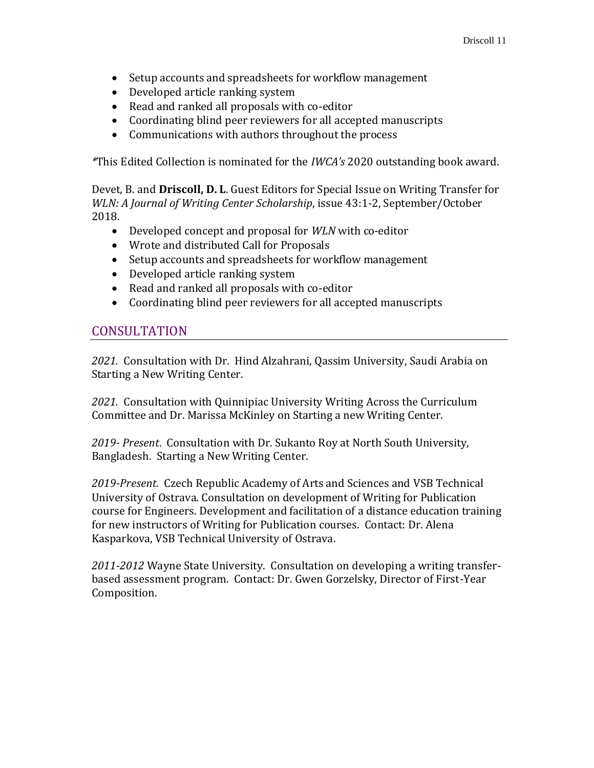- Setup accounts and spreadsheets for workflow management
- Developed article ranking system
- Read and ranked all proposals with co-editor
- Coordinating blind peer reviewers for all accepted manuscripts
- Communications with authors throughout the process

*This Edited Collection is nominated for the *IWCA's* 2020 outstanding book award.

Devet, B. and **Driscoll, D. L**. Guest Editors for Special Issue on Writing Transfer for *WLN: A Journal of Writing Center Scholarship*, issue 43:1-2, September/October 2018.

- Developed concept and proposal for *WLN* with co-editor
- Wrote and distributed Call for Proposals
- Setup accounts and spreadsheets for workflow management
- Developed article ranking system
- Read and ranked all proposals with co-editor
- Coordinating blind peer reviewers for all accepted manuscripts

## CONSULTATION

*2021.* Consultation with Dr. Hind Alzahrani, Qassim University, Saudi Arabia on Starting a New Writing Center.

*2021.* Consultation with Quinnipiac University Writing Across the Curriculum Committee and Dr. Marissa McKinley on Starting a new Writing Center.

*2019- Present*. Consultation with Dr. Sukanto Roy at North South University, Bangladesh. Starting a New Writing Center.

*2019-Present.* Czech Republic Academy of Arts and Sciences and VSB Technical University of Ostrava. Consultation on development of Writing for Publication course for Engineers. Development and facilitation of a distance education training for new instructors of Writing for Publication courses. Contact: Dr. Alena Kasparkova, VSB Technical University of Ostrava.

*2011-2012* Wayne State University. Consultation on developing a writing transfer-based assessment program. Contact: Dr. Gwen Gorzelsky, Director of First-Year Composition.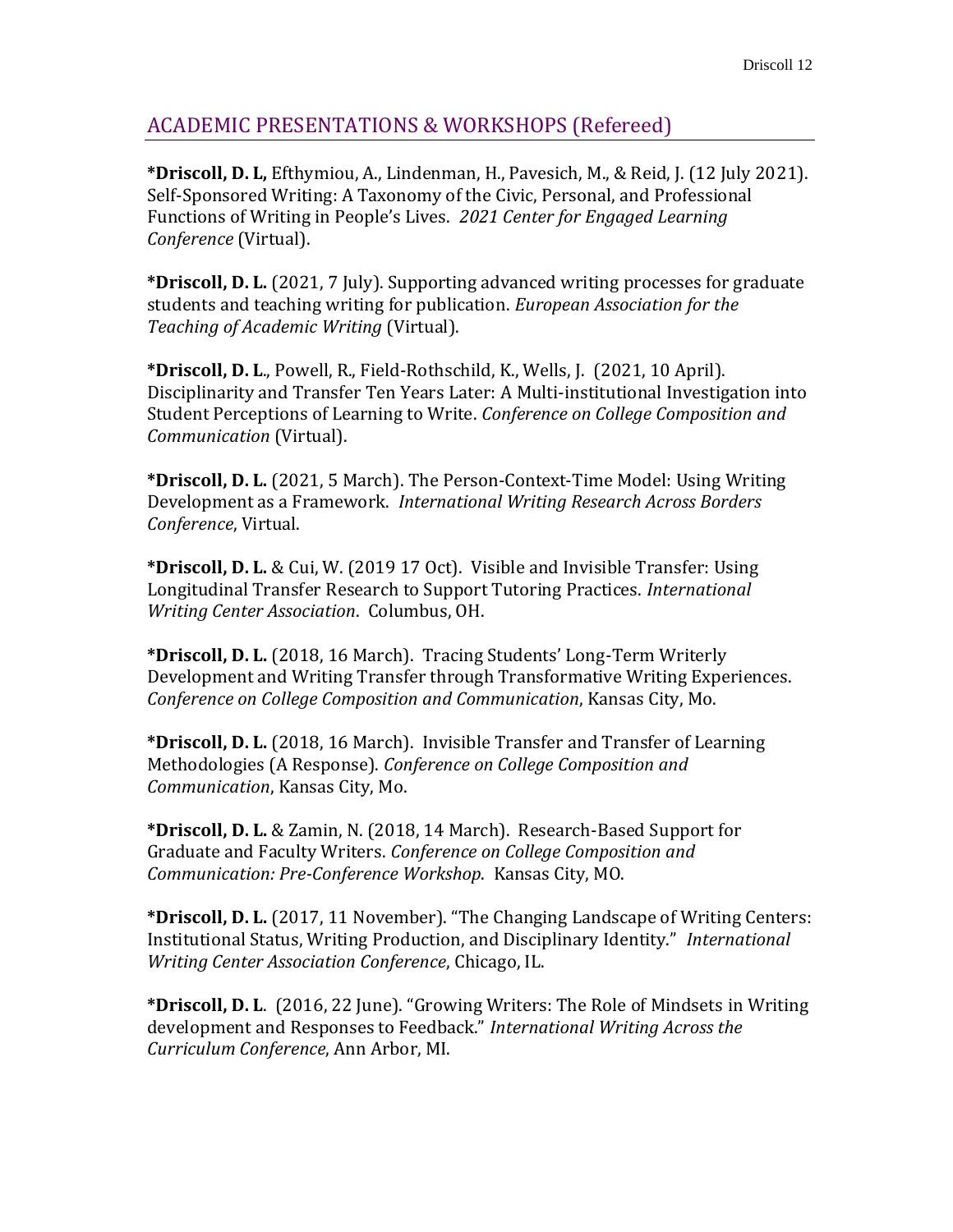## ACADEMIC PRESENTATIONS & WORKSHOPS (Refereed)

***Driscoll, D. L,** Efthymiou, A., Lindenman, H., Pavesich, M., & Reid, J. (12 July 2021). Self-Sponsored Writing: A Taxonomy of the Civic, Personal, and Professional Functions of Writing in People's Lives. *2021 Center for Engaged Learning Conference* (Virtual).

***Driscoll, D. L.** (2021, 7 July). Supporting advanced writing processes for graduate students and teaching writing for publication. *European Association for the Teaching of Academic Writing* (Virtual).

***Driscoll, D. L**., Powell, R., Field-Rothschild, K., Wells, J. (2021, 10 April). Disciplinarity and Transfer Ten Years Later: A Multi-institutional Investigation into Student Perceptions of Learning to Write. *Conference on College Composition and Communication* (Virtual).

***Driscoll, D. L.** (2021, 5 March). The Person-Context-Time Model: Using Writing Development as a Framework. *International Writing Research Across Borders Conference*, Virtual.

***Driscoll, D. L.** & Cui, W. (2019 17 Oct). Visible and Invisible Transfer: Using Longitudinal Transfer Research to Support Tutoring Practices. *International Writing Center Association*. Columbus, OH.

***Driscoll, D. L.** (2018, 16 March). Tracing Students' Long-Term Writerly Development and Writing Transfer through Transformative Writing Experiences. *Conference on College Composition and Communication*, Kansas City, Mo.

***Driscoll, D. L.** (2018, 16 March). Invisible Transfer and Transfer of Learning Methodologies (A Response). *Conference on College Composition and Communication*, Kansas City, Mo.

***Driscoll, D. L.** & Zamin, N. (2018, 14 March). Research-Based Support for Graduate and Faculty Writers. *Conference on College Composition and Communication: Pre-Conference Workshop*. Kansas City, MO.

***Driscoll, D. L.** (2017, 11 November). "The Changing Landscape of Writing Centers: Institutional Status, Writing Production, and Disciplinary Identity." *International Writing Center Association Conference*, Chicago, IL.

***Driscoll, D. L**. (2016, 22 June). "Growing Writers: The Role of Mindsets in Writing development and Responses to Feedback." *International Writing Across the Curriculum Conference*, Ann Arbor, MI.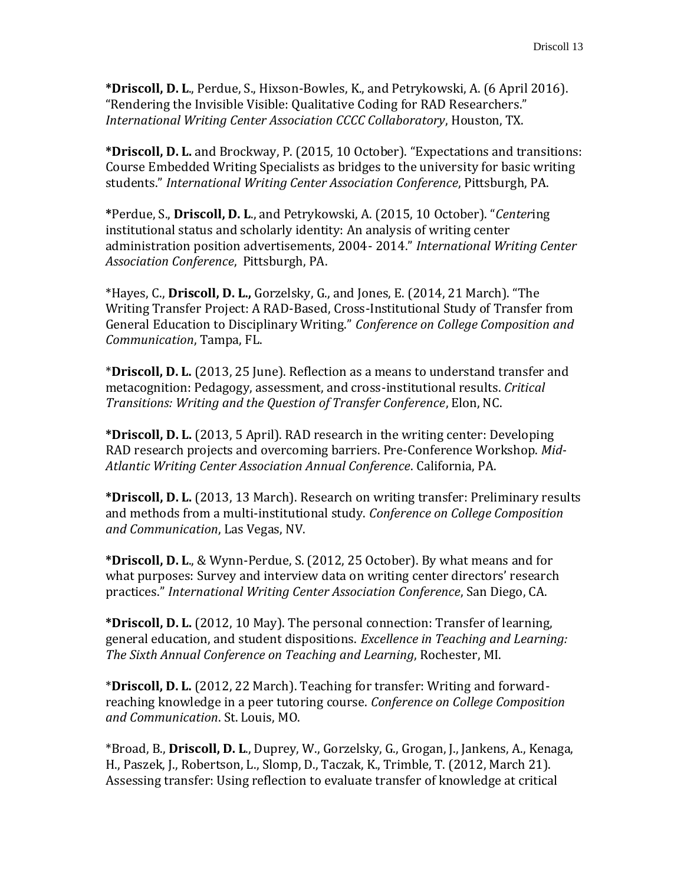**\*Driscoll, D. L**., Perdue, S., Hixson-Bowles, K., and Petrykowski, A. (6 April 2016). "Rendering the Invisible Visible: Qualitative Coding for RAD Researchers." *International Writing Center Association CCCC Collaboratory*, Houston, TX.

**\*Driscoll, D. L.** and Brockway, P. (2015, 10 October). "Expectations and transitions: Course Embedded Writing Specialists as bridges to the university for basic writing students." *International Writing Center Association Conference*, Pittsburgh, PA.

**\***Perdue, S., **Driscoll, D. L**., and Petrykowski, A. (2015, 10 October). "*Center*ing institutional status and scholarly identity: An analysis of writing center administration position advertisements, 2004- 2014." *International Writing Center Association Conference*, Pittsburgh, PA.

\*Hayes, C., **Driscoll, D. L.,** Gorzelsky, G., and Jones, E. (2014, 21 March). "The Writing Transfer Project: A RAD-Based, Cross-Institutional Study of Transfer from General Education to Disciplinary Writing." *Conference on College Composition and Communication*, Tampa, FL.

\***Driscoll, D. L.** (2013, 25 June). Reflection as a means to understand transfer and metacognition: Pedagogy, assessment, and cross-institutional results. *Critical Transitions: Writing and the Question of Transfer Conference*, Elon, NC.

**\*Driscoll, D. L.** (2013, 5 April). RAD research in the writing center: Developing RAD research projects and overcoming barriers. Pre-Conference Workshop. *Mid-Atlantic Writing Center Association Annual Conference*. California, PA.

**\*Driscoll, D. L.** (2013, 13 March). Research on writing transfer: Preliminary results and methods from a multi-institutional study. *Conference on College Composition and Communication*, Las Vegas, NV.

**\*Driscoll, D. L**., & Wynn-Perdue, S. (2012, 25 October). By what means and for what purposes: Survey and interview data on writing center directors' research practices." *International Writing Center Association Conference*, San Diego, CA.

**\*Driscoll, D. L.** (2012, 10 May). The personal connection: Transfer of learning, general education, and student dispositions. *Excellence in Teaching and Learning: The Sixth Annual Conference on Teaching and Learning*, Rochester, MI.

\***Driscoll, D. L.** (2012, 22 March). Teaching for transfer: Writing and forward-reaching knowledge in a peer tutoring course. *Conference on College Composition and Communication*. St. Louis, MO.

\*Broad, B., **Driscoll, D. L**., Duprey, W., Gorzelsky, G., Grogan, J., Jankens, A., Kenaga, H., Paszek, J., Robertson, L., Slomp, D., Taczak, K., Trimble, T. (2012, March 21). Assessing transfer: Using reflection to evaluate transfer of knowledge at critical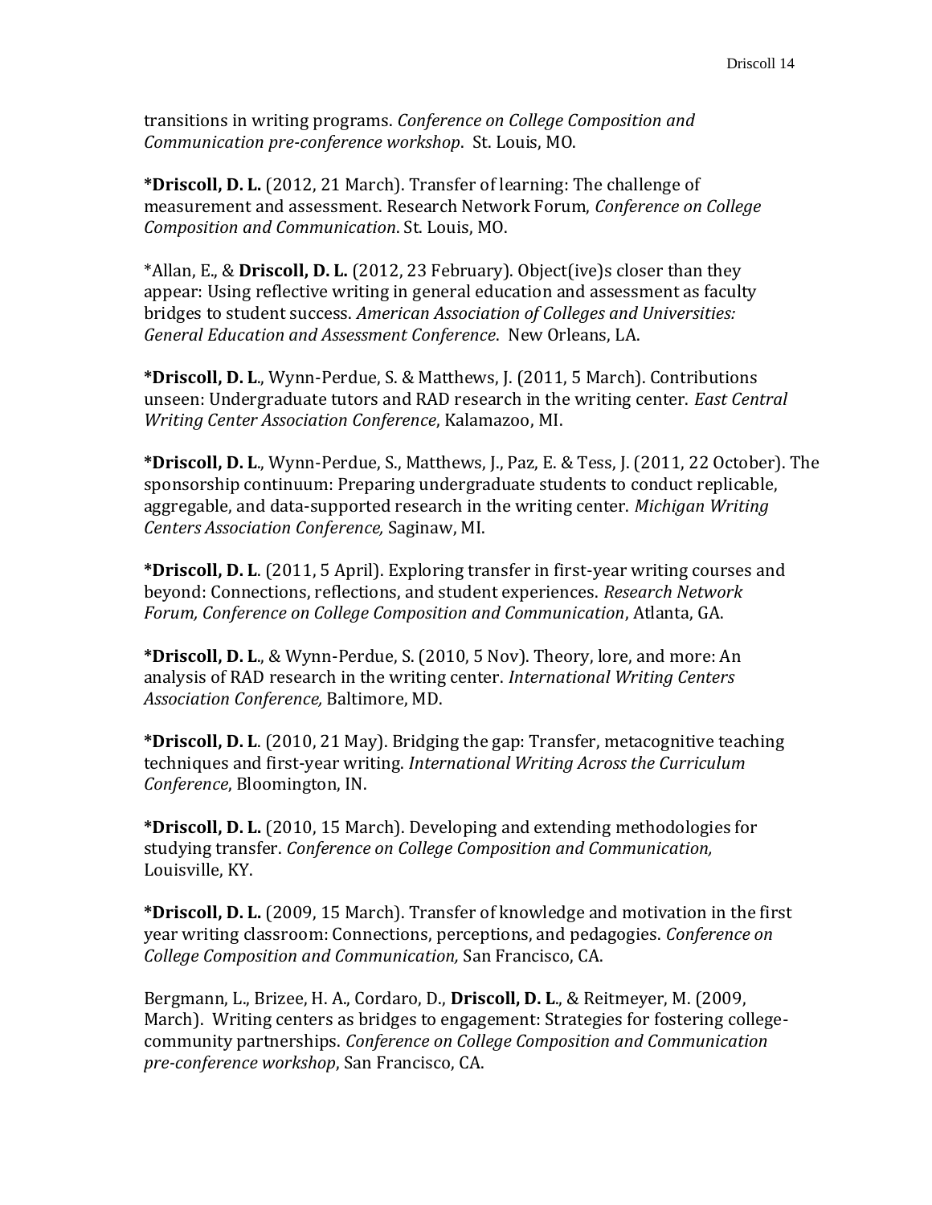transitions in writing programs. *Conference on College Composition and Communication pre-conference workshop*. St. Louis, MO.

***Driscoll, D. L.** (2012, 21 March). Transfer of learning: The challenge of measurement and assessment. Research Network Forum, *Conference on College Composition and Communication*. St. Louis, MO.

*Allan, E., & **Driscoll, D. L.** (2012, 23 February). Object(ive)s closer than they appear: Using reflective writing in general education and assessment as faculty bridges to student success. *American Association of Colleges and Universities: General Education and Assessment Conference*. New Orleans, LA.

***Driscoll, D. L**., Wynn-Perdue, S. & Matthews, J. (2011, 5 March). Contributions unseen: Undergraduate tutors and RAD research in the writing center. *East Central Writing Center Association Conference*, Kalamazoo, MI.

***Driscoll, D. L**., Wynn-Perdue, S., Matthews, J., Paz, E. & Tess, J. (2011, 22 October). The sponsorship continuum: Preparing undergraduate students to conduct replicable, aggregable, and data-supported research in the writing center. *Michigan Writing Centers Association Conference,* Saginaw, MI.

***Driscoll, D. L**. (2011, 5 April). Exploring transfer in first-year writing courses and beyond: Connections, reflections, and student experiences. *Research Network Forum, Conference on College Composition and Communication*, Atlanta, GA.

***Driscoll, D. L**., & Wynn-Perdue, S. (2010, 5 Nov). Theory, lore, and more: An analysis of RAD research in the writing center. *International Writing Centers Association Conference,* Baltimore, MD.

***Driscoll, D. L**. (2010, 21 May). Bridging the gap: Transfer, metacognitive teaching techniques and first-year writing. *International Writing Across the Curriculum Conference*, Bloomington, IN.

***Driscoll, D. L.** (2010, 15 March). Developing and extending methodologies for studying transfer. *Conference on College Composition and Communication,* Louisville, KY.

***Driscoll, D. L.** (2009, 15 March). Transfer of knowledge and motivation in the first year writing classroom: Connections, perceptions, and pedagogies. *Conference on College Composition and Communication,* San Francisco, CA.

Bergmann, L., Brizee, H. A., Cordaro, D., **Driscoll, D. L**., & Reitmeyer, M. (2009, March). Writing centers as bridges to engagement: Strategies for fostering college-community partnerships. *Conference on College Composition and Communication pre-conference workshop*, San Francisco, CA.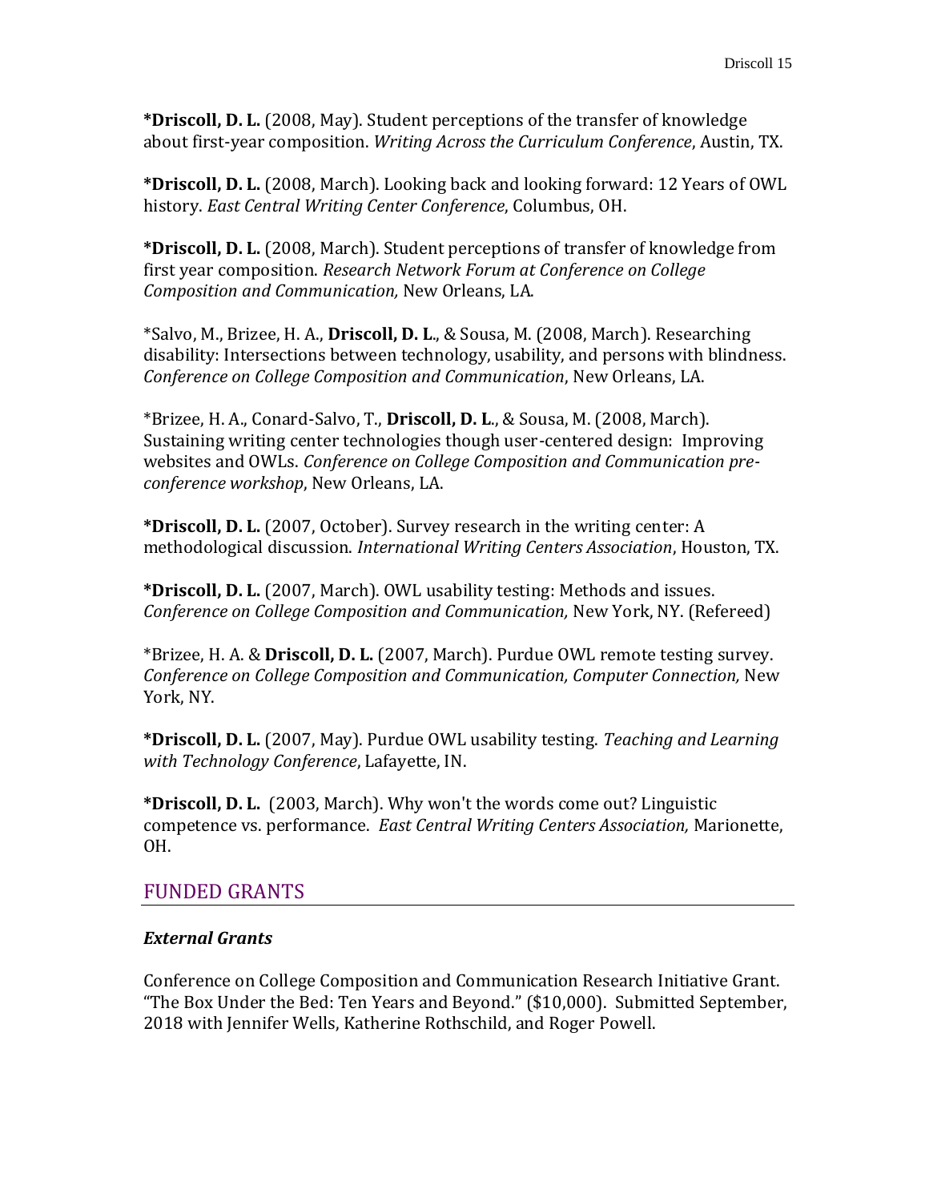**\*Driscoll, D. L.** (2008, May). Student perceptions of the transfer of knowledge about first-year composition. *Writing Across the Curriculum Conference*, Austin, TX.

**\*Driscoll, D. L.** (2008, March). Looking back and looking forward: 12 Years of OWL history. *East Central Writing Center Conference*, Columbus, OH.

**\*Driscoll, D. L.** (2008, March). Student perceptions of transfer of knowledge from first year composition. *Research Network Forum at Conference on College Composition and Communication,* New Orleans, LA.

\*Salvo, M., Brizee, H. A., **Driscoll, D. L**., & Sousa, M. (2008, March). Researching disability: Intersections between technology, usability, and persons with blindness. *Conference on College Composition and Communication*, New Orleans, LA.

\*Brizee, H. A., Conard-Salvo, T., **Driscoll, D. L**., & Sousa, M. (2008, March). Sustaining writing center technologies though user-centered design: Improving websites and OWLs. *Conference on College Composition and Communication pre-conference workshop*, New Orleans, LA.

**\*Driscoll, D. L.** (2007, October). Survey research in the writing center: A methodological discussion. *International Writing Centers Association*, Houston, TX.

**\*Driscoll, D. L.** (2007, March). OWL usability testing: Methods and issues. *Conference on College Composition and Communication,* New York, NY. (Refereed)

\*Brizee, H. A. & **Driscoll, D. L.** (2007, March). Purdue OWL remote testing survey. *Conference on College Composition and Communication, Computer Connection,* New York, NY.

**\*Driscoll, D. L.** (2007, May). Purdue OWL usability testing. *Teaching and Learning with Technology Conference*, Lafayette, IN.

**\*Driscoll, D. L.** (2003, March). Why won't the words come out? Linguistic competence vs. performance. *East Central Writing Centers Association,* Marionette, OH.

## FUNDED GRANTS

### *External Grants*

Conference on College Composition and Communication Research Initiative Grant. "The Box Under the Bed: Ten Years and Beyond." ($10,000). Submitted September, 2018 with Jennifer Wells, Katherine Rothschild, and Roger Powell.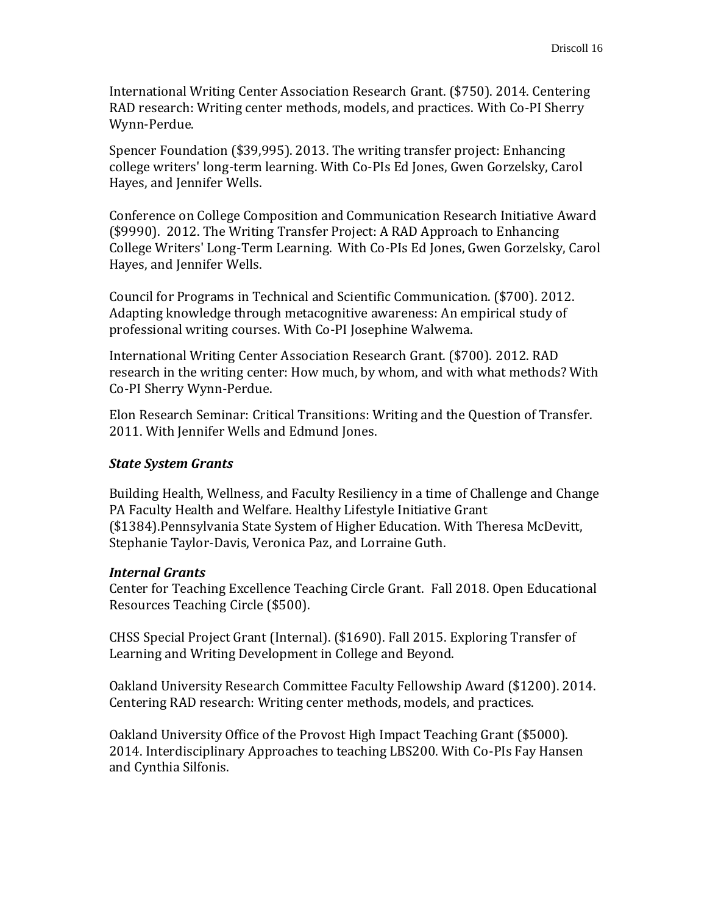International Writing Center Association Research Grant. ($750). 2014. Centering RAD research: Writing center methods, models, and practices. With Co-PI Sherry Wynn-Perdue.

Spencer Foundation ($39,995). 2013. The writing transfer project: Enhancing college writers' long-term learning. With Co-PIs Ed Jones, Gwen Gorzelsky, Carol Hayes, and Jennifer Wells.

Conference on College Composition and Communication Research Initiative Award ($9990). 2012. The Writing Transfer Project: A RAD Approach to Enhancing College Writers' Long-Term Learning. With Co-PIs Ed Jones, Gwen Gorzelsky, Carol Hayes, and Jennifer Wells.

Council for Programs in Technical and Scientific Communication. ($700). 2012. Adapting knowledge through metacognitive awareness: An empirical study of professional writing courses. With Co-PI Josephine Walwema.

International Writing Center Association Research Grant. ($700). 2012. RAD research in the writing center: How much, by whom, and with what methods? With Co-PI Sherry Wynn-Perdue.

Elon Research Seminar: Critical Transitions: Writing and the Question of Transfer. 2011. With Jennifer Wells and Edmund Jones.

### *State System Grants*

Building Health, Wellness, and Faculty Resiliency in a time of Challenge and Change PA Faculty Health and Welfare. Healthy Lifestyle Initiative Grant ($1384).Pennsylvania State System of Higher Education. With Theresa McDevitt, Stephanie Taylor-Davis, Veronica Paz, and Lorraine Guth.

### *Internal Grants*

Center for Teaching Excellence Teaching Circle Grant. Fall 2018. Open Educational Resources Teaching Circle ($500).

CHSS Special Project Grant (Internal). ($1690). Fall 2015. Exploring Transfer of Learning and Writing Development in College and Beyond.

Oakland University Research Committee Faculty Fellowship Award ($1200). 2014. Centering RAD research: Writing center methods, models, and practices.

Oakland University Office of the Provost High Impact Teaching Grant ($5000). 2014. Interdisciplinary Approaches to teaching LBS200. With Co-PIs Fay Hansen and Cynthia Silfonis.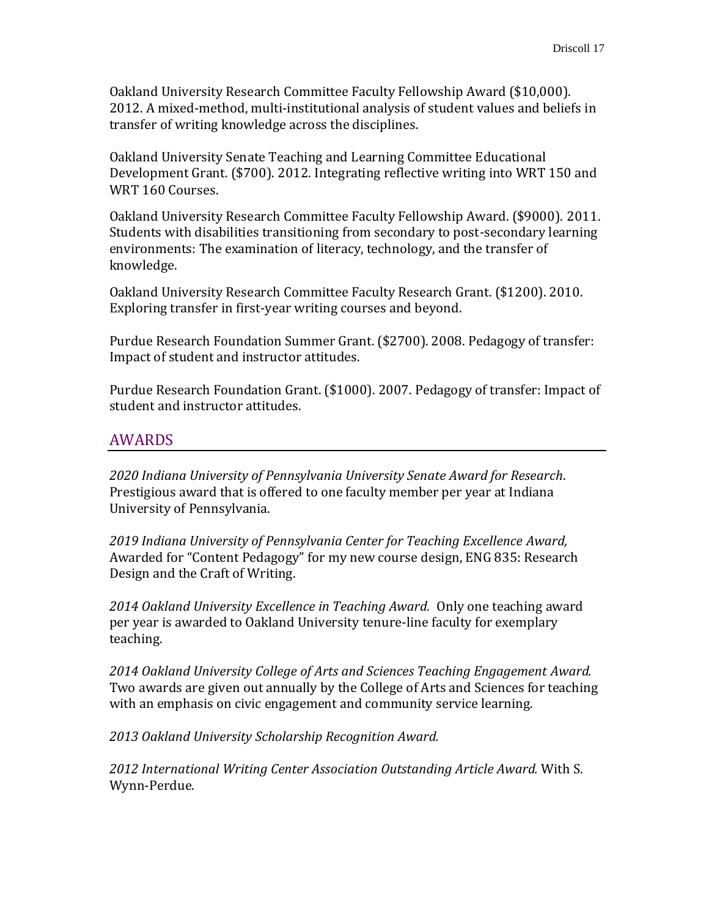Oakland University Research Committee Faculty Fellowship Award ($10,000). 2012. A mixed-method, multi-institutional analysis of student values and beliefs in transfer of writing knowledge across the disciplines.

Oakland University Senate Teaching and Learning Committee Educational Development Grant. ($700). 2012. Integrating reflective writing into WRT 150 and WRT 160 Courses.

Oakland University Research Committee Faculty Fellowship Award. ($9000). 2011. Students with disabilities transitioning from secondary to post-secondary learning environments: The examination of literacy, technology, and the transfer of knowledge.

Oakland University Research Committee Faculty Research Grant. ($1200). 2010. Exploring transfer in first-year writing courses and beyond.

Purdue Research Foundation Summer Grant. ($2700). 2008. Pedagogy of transfer: Impact of student and instructor attitudes.

Purdue Research Foundation Grant. ($1000). 2007. Pedagogy of transfer: Impact of student and instructor attitudes.

## AWARDS

*2020 Indiana University of Pennsylvania University Senate Award for Research*. Prestigious award that is offered to one faculty member per year at Indiana University of Pennsylvania.

*2019 Indiana University of Pennsylvania Center for Teaching Excellence Award,* Awarded for "Content Pedagogy" for my new course design, ENG 835: Research Design and the Craft of Writing.

*2014 Oakland University Excellence in Teaching Award.* Only one teaching award per year is awarded to Oakland University tenure-line faculty for exemplary teaching.

*2014 Oakland University College of Arts and Sciences Teaching Engagement Award.* Two awards are given out annually by the College of Arts and Sciences for teaching with an emphasis on civic engagement and community service learning.

*2013 Oakland University Scholarship Recognition Award.*

*2012 International Writing Center Association Outstanding Article Award.* With S. Wynn-Perdue.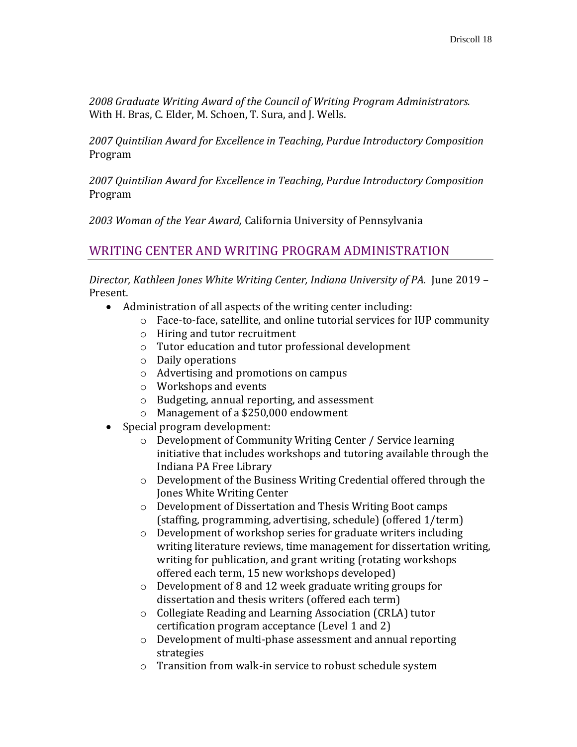*2008 Graduate Writing Award of the Council of Writing Program Administrators.* With H. Bras, C. Elder, M. Schoen, T. Sura, and J. Wells.

*2007 Quintilian Award for Excellence in Teaching, Purdue Introductory Composition* Program

*2007 Quintilian Award for Excellence in Teaching, Purdue Introductory Composition* Program

*2003 Woman of the Year Award,* California University of Pennsylvania

## WRITING CENTER AND WRITING PROGRAM ADMINISTRATION

*Director, Kathleen Jones White Writing Center, Indiana University of PA.* June 2019 – Present.

- Administration of all aspects of the writing center including:
    - Face-to-face, satellite, and online tutorial services for IUP community
    - Hiring and tutor recruitment
    - Tutor education and tutor professional development
    - Daily operations
    - Advertising and promotions on campus
    - Workshops and events
    - Budgeting, annual reporting, and assessment
    - Management of a $250,000 endowment
- Special program development:
    - Development of Community Writing Center / Service learning initiative that includes workshops and tutoring available through the Indiana PA Free Library
    - Development of the Business Writing Credential offered through the Jones White Writing Center
    - Development of Dissertation and Thesis Writing Boot camps (staffing, programming, advertising, schedule) (offered 1/term)
    - Development of workshop series for graduate writers including writing literature reviews, time management for dissertation writing, writing for publication, and grant writing (rotating workshops offered each term, 15 new workshops developed)
    - Development of 8 and 12 week graduate writing groups for dissertation and thesis writers (offered each term)
    - Collegiate Reading and Learning Association (CRLA) tutor certification program acceptance (Level 1 and 2)
    - Development of multi-phase assessment and annual reporting strategies
    - Transition from walk-in service to robust schedule system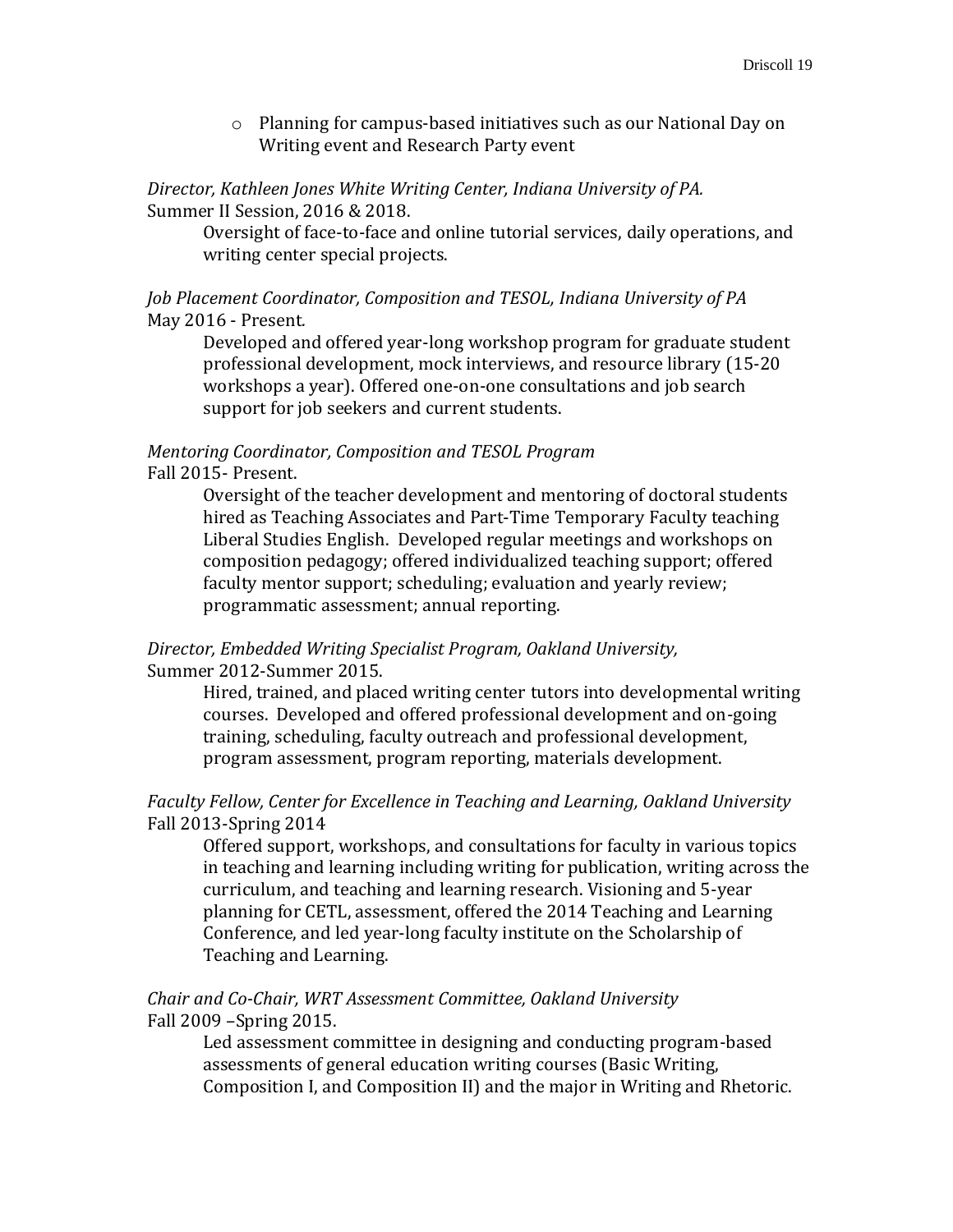- Planning for campus-based initiatives such as our National Day on Writing event and Research Party event

*Director, Kathleen Jones White Writing Center, Indiana University of PA.*
Summer II Session, 2016 & 2018.

Oversight of face-to-face and online tutorial services, daily operations, and writing center special projects.

*Job Placement Coordinator, Composition and TESOL, Indiana University of PA*
May 2016 - Present.

Developed and offered year-long workshop program for graduate student professional development, mock interviews, and resource library (15-20 workshops a year). Offered one-on-one consultations and job search support for job seekers and current students.

*Mentoring Coordinator, Composition and TESOL Program*
Fall 2015- Present.

Oversight of the teacher development and mentoring of doctoral students hired as Teaching Associates and Part-Time Temporary Faculty teaching Liberal Studies English. Developed regular meetings and workshops on composition pedagogy; offered individualized teaching support; offered faculty mentor support; scheduling; evaluation and yearly review; programmatic assessment; annual reporting.

*Director, Embedded Writing Specialist Program, Oakland University,*
Summer 2012-Summer 2015.

Hired, trained, and placed writing center tutors into developmental writing courses. Developed and offered professional development and on-going training, scheduling, faculty outreach and professional development, program assessment, program reporting, materials development.

*Faculty Fellow, Center for Excellence in Teaching and Learning, Oakland University*
Fall 2013-Spring 2014

Offered support, workshops, and consultations for faculty in various topics in teaching and learning including writing for publication, writing across the curriculum, and teaching and learning research. Visioning and 5-year planning for CETL, assessment, offered the 2014 Teaching and Learning Conference, and led year-long faculty institute on the Scholarship of Teaching and Learning.

*Chair and Co-Chair, WRT Assessment Committee, Oakland University*
Fall 2009 –Spring 2015.

Led assessment committee in designing and conducting program-based assessments of general education writing courses (Basic Writing, Composition I, and Composition II) and the major in Writing and Rhetoric.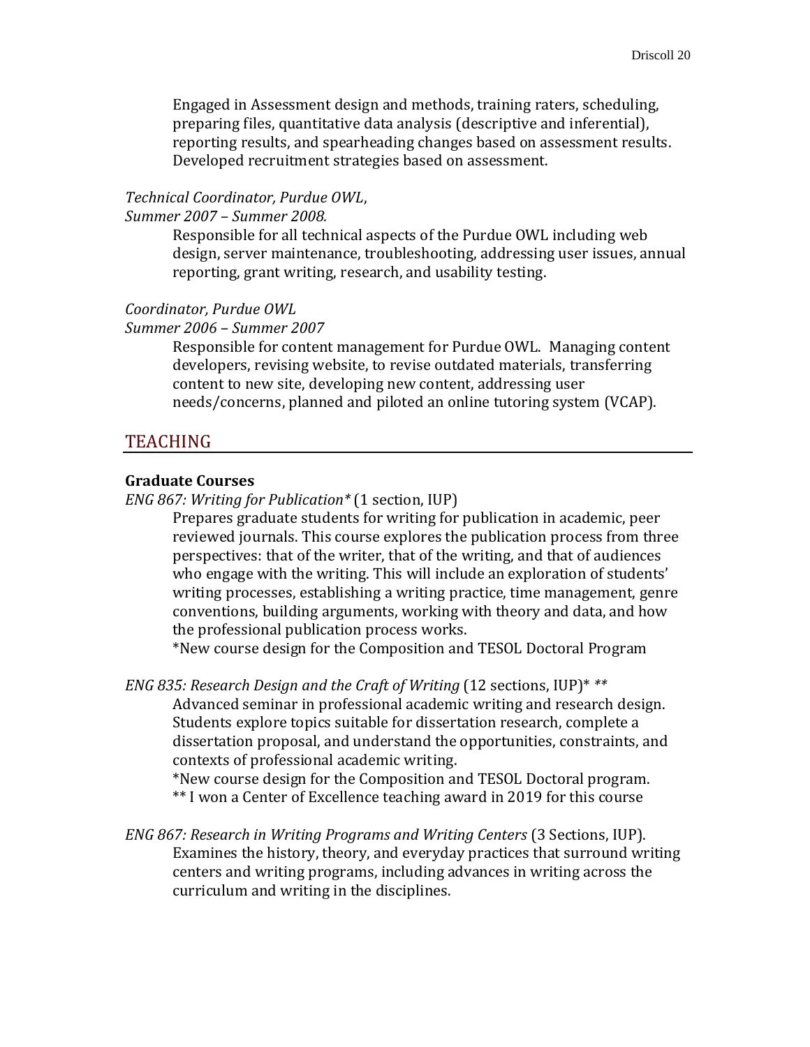Engaged in Assessment design and methods, training raters, scheduling, preparing files, quantitative data analysis (descriptive and inferential), reporting results, and spearheading changes based on assessment results. Developed recruitment strategies based on assessment.

*Technical Coordinator, Purdue OWL*,
*Summer 2007 – Summer 2008.*

Responsible for all technical aspects of the Purdue OWL including web design, server maintenance, troubleshooting, addressing user issues, annual reporting, grant writing, research, and usability testing.

*Coordinator, Purdue OWL*
*Summer 2006 – Summer 2007*

Responsible for content management for Purdue OWL. Managing content developers, revising website, to revise outdated materials, transferring content to new site, developing new content, addressing user needs/concerns, planned and piloted an online tutoring system (VCAP).

## TEACHING

**Graduate Courses**

*ENG 867: Writing for Publication** (1 section, IUP)

Prepares graduate students for writing for publication in academic, peer reviewed journals. This course explores the publication process from three perspectives: that of the writer, that of the writing, and that of audiences who engage with the writing. This will include an exploration of students' writing processes, establishing a writing practice, time management, genre conventions, building arguments, working with theory and data, and how the professional publication process works.
*New course design for the Composition and TESOL Doctoral Program

*ENG 835: Research Design and the Craft of Writing* (12 sections, IUP)* **

Advanced seminar in professional academic writing and research design. Students explore topics suitable for dissertation research, complete a dissertation proposal, and understand the opportunities, constraints, and contexts of professional academic writing.
*New course design for the Composition and TESOL Doctoral program.
** I won a Center of Excellence teaching award in 2019 for this course

*ENG 867: Research in Writing Programs and Writing Centers* (3 Sections, IUP).

Examines the history, theory, and everyday practices that surround writing centers and writing programs, including advances in writing across the curriculum and writing in the disciplines.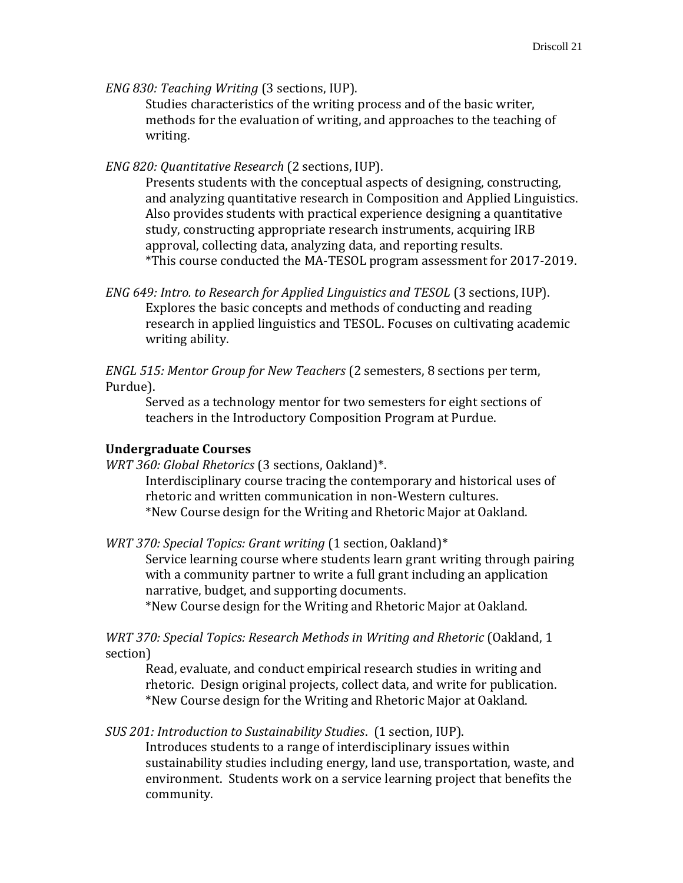*ENG 830: Teaching Writing* (3 sections, IUP).

Studies characteristics of the writing process and of the basic writer, methods for the evaluation of writing, and approaches to the teaching of writing.

*ENG 820: Quantitative Research* (2 sections, IUP).

Presents students with the conceptual aspects of designing, constructing, and analyzing quantitative research in Composition and Applied Linguistics. Also provides students with practical experience designing a quantitative study, constructing appropriate research instruments, acquiring IRB approval, collecting data, analyzing data, and reporting results.
*This course conducted the MA-TESOL program assessment for 2017-2019.

*ENG 649: Intro. to Research for Applied Linguistics and TESOL* (3 sections, IUP).

Explores the basic concepts and methods of conducting and reading research in applied linguistics and TESOL. Focuses on cultivating academic writing ability.

*ENGL 515: Mentor Group for New Teachers* (2 semesters, 8 sections per term, Purdue).

Served as a technology mentor for two semesters for eight sections of teachers in the Introductory Composition Program at Purdue.

**Undergraduate Courses**

*WRT 360: Global Rhetorics* (3 sections, Oakland)*.

Interdisciplinary course tracing the contemporary and historical uses of rhetoric and written communication in non-Western cultures.
*New Course design for the Writing and Rhetoric Major at Oakland.

*WRT 370: Special Topics: Grant writing* (1 section, Oakland)*

Service learning course where students learn grant writing through pairing with a community partner to write a full grant including an application narrative, budget, and supporting documents.
*New Course design for the Writing and Rhetoric Major at Oakland.

*WRT 370: Special Topics: Research Methods in Writing and Rhetoric* (Oakland, 1 section)

Read, evaluate, and conduct empirical research studies in writing and rhetoric. Design original projects, collect data, and write for publication.
*New Course design for the Writing and Rhetoric Major at Oakland.

*SUS 201: Introduction to Sustainability Studies*. (1 section, IUP).

Introduces students to a range of interdisciplinary issues within sustainability studies including energy, land use, transportation, waste, and environment. Students work on a service learning project that benefits the community.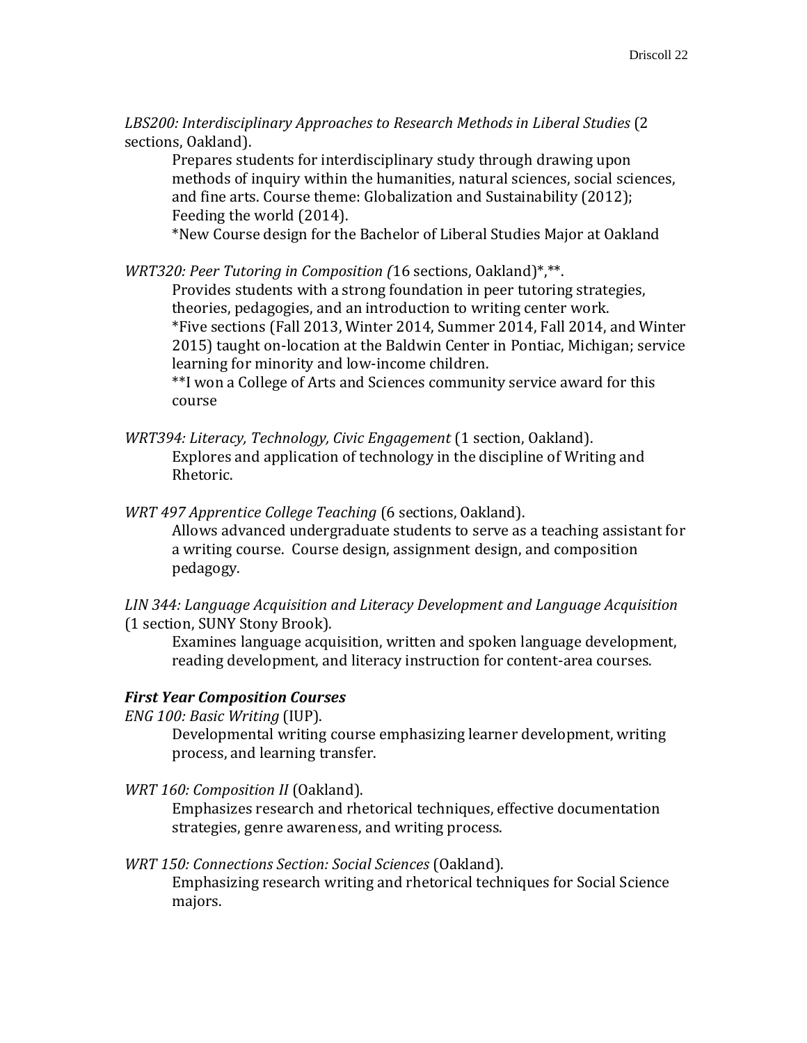*LBS200: Interdisciplinary Approaches to Research Methods in Liberal Studies* (2 sections, Oakland).

> Prepares students for interdisciplinary study through drawing upon methods of inquiry within the humanities, natural sciences, social sciences, and fine arts. Course theme: Globalization and Sustainability (2012); Feeding the world (2014).
>
> *New Course design for the Bachelor of Liberal Studies Major at Oakland

*WRT320: Peer Tutoring in Composition (*16 sections, Oakland)*,**.

> Provides students with a strong foundation in peer tutoring strategies, theories, pedagogies, and an introduction to writing center work.
>
> *Five sections (Fall 2013, Winter 2014, Summer 2014, Fall 2014, and Winter 2015) taught on-location at the Baldwin Center in Pontiac, Michigan; service learning for minority and low-income children.
>
> **I won a College of Arts and Sciences community service award for this course

*WRT394: Literacy, Technology, Civic Engagement* (1 section, Oakland).

> Explores and application of technology in the discipline of Writing and Rhetoric.

*WRT 497 Apprentice College Teaching* (6 sections, Oakland).

> Allows advanced undergraduate students to serve as a teaching assistant for a writing course. Course design, assignment design, and composition pedagogy.

*LIN 344: Language Acquisition and Literacy Development and Language Acquisition* (1 section, SUNY Stony Brook).

> Examines language acquisition, written and spoken language development, reading development, and literacy instruction for content-area courses.

***First Year Composition Courses***

*ENG 100: Basic Writing* (IUP).

> Developmental writing course emphasizing learner development, writing process, and learning transfer.

*WRT 160: Composition II* (Oakland).

> Emphasizes research and rhetorical techniques, effective documentation strategies, genre awareness, and writing process.

*WRT 150: Connections Section: Social Sciences* (Oakland).

> Emphasizing research writing and rhetorical techniques for Social Science majors.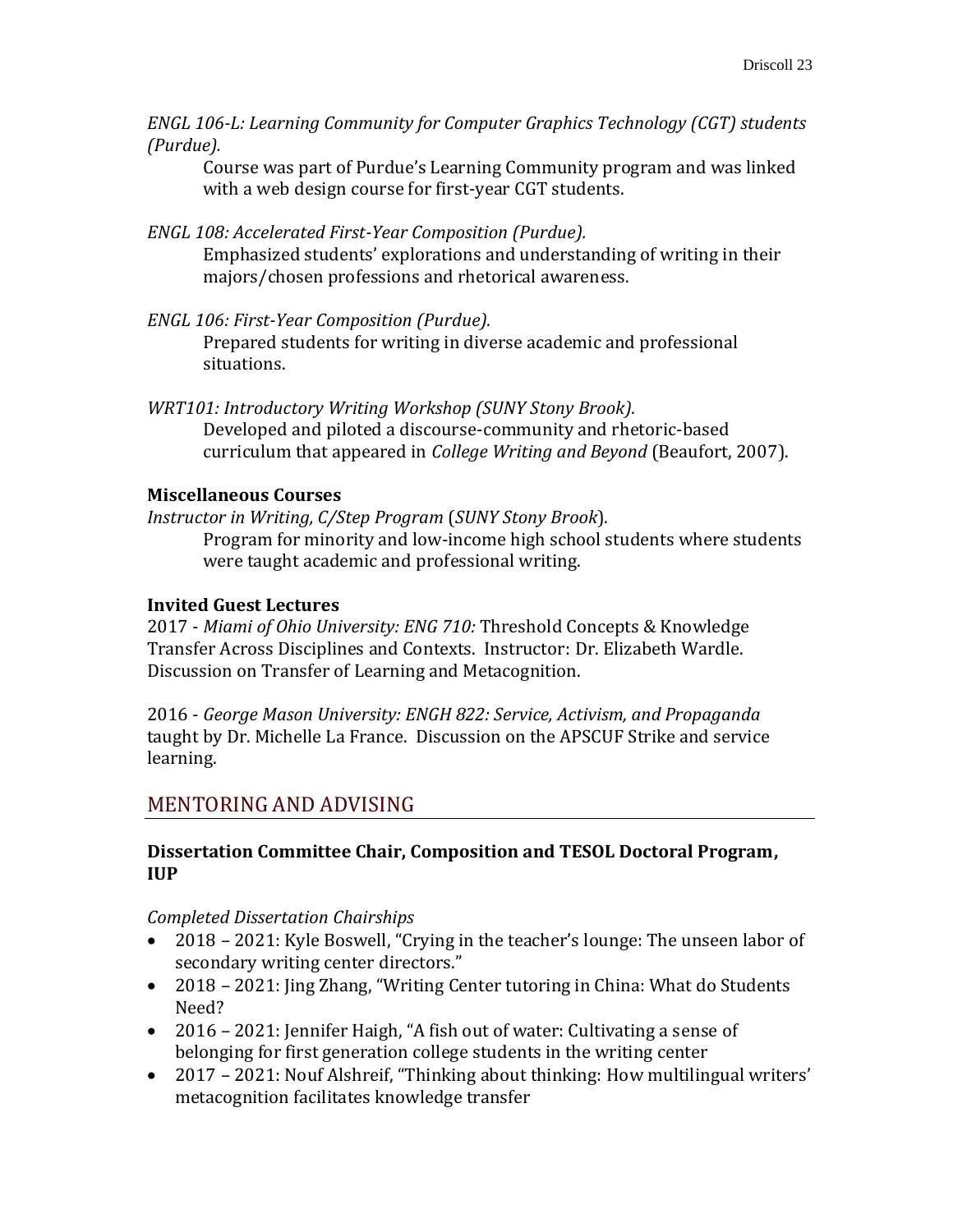*ENGL 106-L: Learning Community for Computer Graphics Technology (CGT) students (Purdue).*

Course was part of Purdue's Learning Community program and was linked with a web design course for first-year CGT students.

*ENGL 108: Accelerated First-Year Composition (Purdue).*

Emphasized students' explorations and understanding of writing in their majors/chosen professions and rhetorical awareness.

*ENGL 106: First-Year Composition (Purdue).*

Prepared students for writing in diverse academic and professional situations.

*WRT101: Introductory Writing Workshop (SUNY Stony Brook).*

Developed and piloted a discourse-community and rhetoric-based curriculum that appeared in *College Writing and Beyond* (Beaufort, 2007).

**Miscellaneous Courses**

*Instructor in Writing, C/Step Program* (*SUNY Stony Brook*).

Program for minority and low-income high school students where students were taught academic and professional writing.

**Invited Guest Lectures**

2017 - *Miami of Ohio University: ENG 710:* Threshold Concepts & Knowledge Transfer Across Disciplines and Contexts. Instructor: Dr. Elizabeth Wardle. Discussion on Transfer of Learning and Metacognition.

2016 - *George Mason University: ENGH 822: Service, Activism, and Propaganda* taught by Dr. Michelle La France. Discussion on the APSCUF Strike and service learning.

## MENTORING AND ADVISING

**Dissertation Committee Chair, Composition and TESOL Doctoral Program, IUP**

*Completed Dissertation Chairships*

- 2018 – 2021: Kyle Boswell, "Crying in the teacher's lounge: The unseen labor of secondary writing center directors."
- 2018 – 2021: Jing Zhang, "Writing Center tutoring in China: What do Students Need?
- 2016 – 2021: Jennifer Haigh, "A fish out of water: Cultivating a sense of belonging for first generation college students in the writing center
- 2017 – 2021: Nouf Alshreif, "Thinking about thinking: How multilingual writers' metacognition facilitates knowledge transfer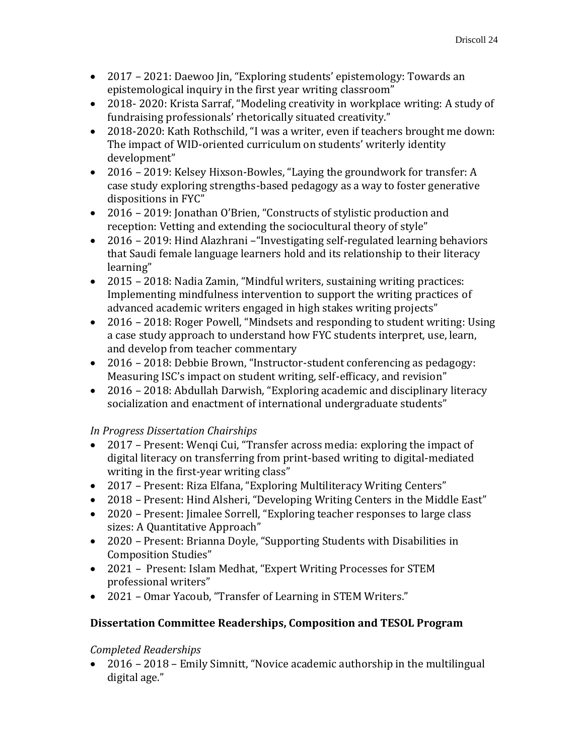- 2017 – 2021: Daewoo Jin, "Exploring students' epistemology: Towards an epistemological inquiry in the first year writing classroom"
- 2018- 2020: Krista Sarraf, "Modeling creativity in workplace writing: A study of fundraising professionals' rhetorically situated creativity."
- 2018-2020: Kath Rothschild, "I was a writer, even if teachers brought me down: The impact of WID-oriented curriculum on students' writerly identity development"
- 2016 – 2019: Kelsey Hixson-Bowles, "Laying the groundwork for transfer: A case study exploring strengths-based pedagogy as a way to foster generative dispositions in FYC"
- 2016 – 2019: Jonathan O'Brien, "Constructs of stylistic production and reception: Vetting and extending the sociocultural theory of style"
- 2016 – 2019: Hind Alazhrani –"Investigating self-regulated learning behaviors that Saudi female language learners hold and its relationship to their literacy learning"
- 2015 – 2018: Nadia Zamin, "Mindful writers, sustaining writing practices: Implementing mindfulness intervention to support the writing practices of advanced academic writers engaged in high stakes writing projects"
- 2016 – 2018: Roger Powell, "Mindsets and responding to student writing: Using a case study approach to understand how FYC students interpret, use, learn, and develop from teacher commentary
- 2016 – 2018: Debbie Brown, "Instructor-student conferencing as pedagogy: Measuring ISC's impact on student writing, self-efficacy, and revision"
- 2016 – 2018: Abdullah Darwish, "Exploring academic and disciplinary literacy socialization and enactment of international undergraduate students"

*In Progress Dissertation Chairships*

- 2017 – Present: Wenqi Cui, "Transfer across media: exploring the impact of digital literacy on transferring from print-based writing to digital-mediated writing in the first-year writing class"
- 2017 – Present: Riza Elfana, "Exploring Multiliteracy Writing Centers"
- 2018 – Present: Hind Alsheri, "Developing Writing Centers in the Middle East"
- 2020 – Present: Jimalee Sorrell, "Exploring teacher responses to large class sizes: A Quantitative Approach"
- 2020 – Present: Brianna Doyle, "Supporting Students with Disabilities in Composition Studies"
- 2021 – Present: Islam Medhat, "Expert Writing Processes for STEM professional writers"
- 2021 – Omar Yacoub, "Transfer of Learning in STEM Writers."

**Dissertation Committee Readerships, Composition and TESOL Program**

*Completed Readerships*

- 2016 – 2018 – Emily Simnitt, "Novice academic authorship in the multilingual digital age."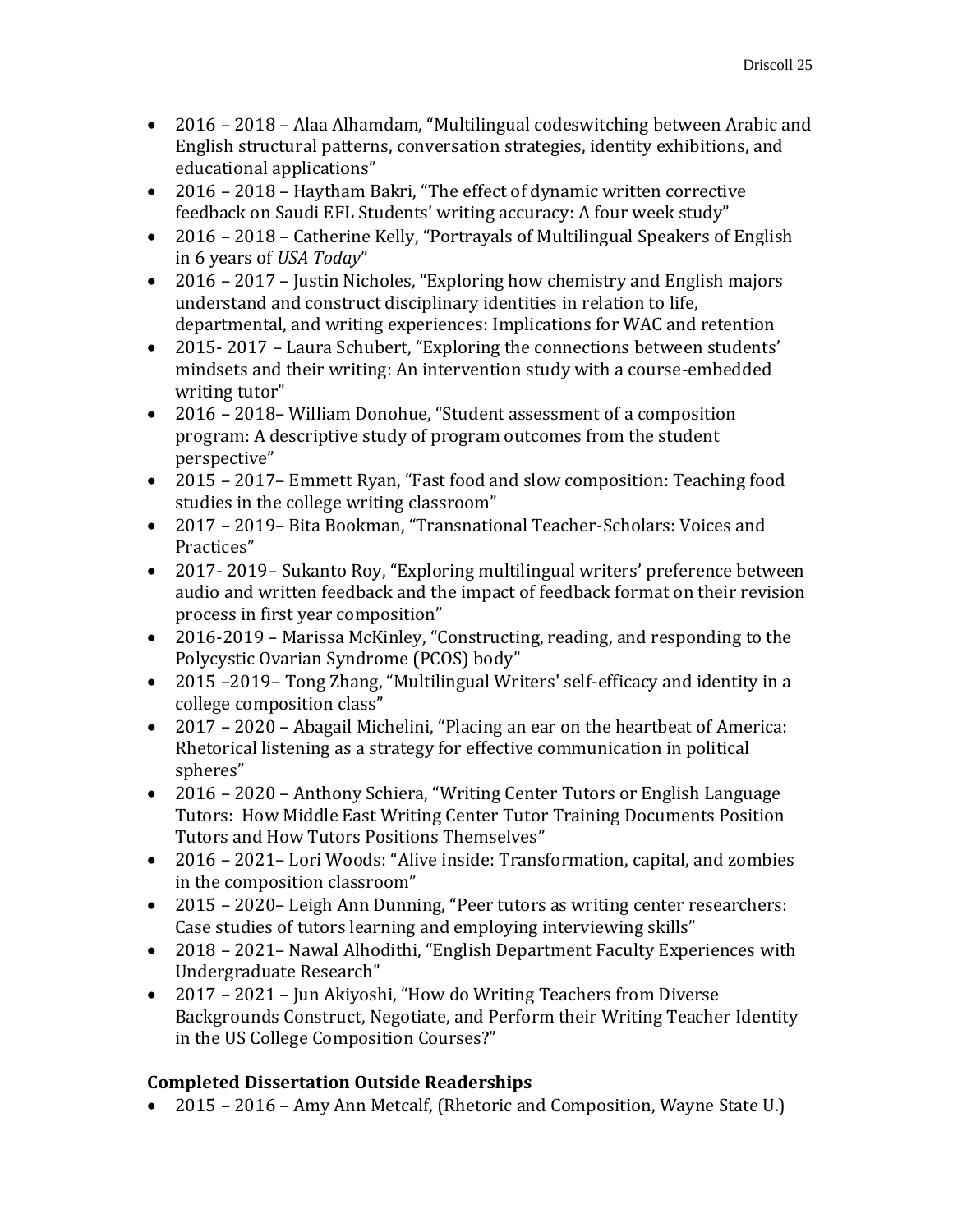- 2016 – 2018 – Alaa Alhamdam, "Multilingual codeswitching between Arabic and English structural patterns, conversation strategies, identity exhibitions, and educational applications"
- 2016 – 2018 – Haytham Bakri, "The effect of dynamic written corrective feedback on Saudi EFL Students' writing accuracy: A four week study"
- 2016 – 2018 – Catherine Kelly, "Portrayals of Multilingual Speakers of English in 6 years of *USA Today*"
- 2016 – 2017 – Justin Nicholes, "Exploring how chemistry and English majors understand and construct disciplinary identities in relation to life, departmental, and writing experiences: Implications for WAC and retention
- 2015- 2017 – Laura Schubert, "Exploring the connections between students' mindsets and their writing: An intervention study with a course-embedded writing tutor"
- 2016 – 2018– William Donohue, "Student assessment of a composition program: A descriptive study of program outcomes from the student perspective"
- 2015 – 2017– Emmett Ryan, "Fast food and slow composition: Teaching food studies in the college writing classroom"
- 2017 – 2019– Bita Bookman, "Transnational Teacher-Scholars: Voices and Practices"
- 2017- 2019– Sukanto Roy, "Exploring multilingual writers' preference between audio and written feedback and the impact of feedback format on their revision process in first year composition"
- 2016-2019 – Marissa McKinley, "Constructing, reading, and responding to the Polycystic Ovarian Syndrome (PCOS) body"
- 2015 –2019– Tong Zhang, "Multilingual Writers' self-efficacy and identity in a college composition class"
- 2017 – 2020 – Abagail Michelini, "Placing an ear on the heartbeat of America: Rhetorical listening as a strategy for effective communication in political spheres"
- 2016 – 2020 – Anthony Schiera, "Writing Center Tutors or English Language Tutors: How Middle East Writing Center Tutor Training Documents Position Tutors and How Tutors Positions Themselves"
- 2016 – 2021– Lori Woods: "Alive inside: Transformation, capital, and zombies in the composition classroom"
- 2015 – 2020– Leigh Ann Dunning, "Peer tutors as writing center researchers: Case studies of tutors learning and employing interviewing skills"
- 2018 – 2021– Nawal Alhodithi, "English Department Faculty Experiences with Undergraduate Research"
- 2017 – 2021 – Jun Akiyoshi, "How do Writing Teachers from Diverse Backgrounds Construct, Negotiate, and Perform their Writing Teacher Identity in the US College Composition Courses?"

### Completed Dissertation Outside Readerships

- 2015 – 2016 – Amy Ann Metcalf, (Rhetoric and Composition, Wayne State U.)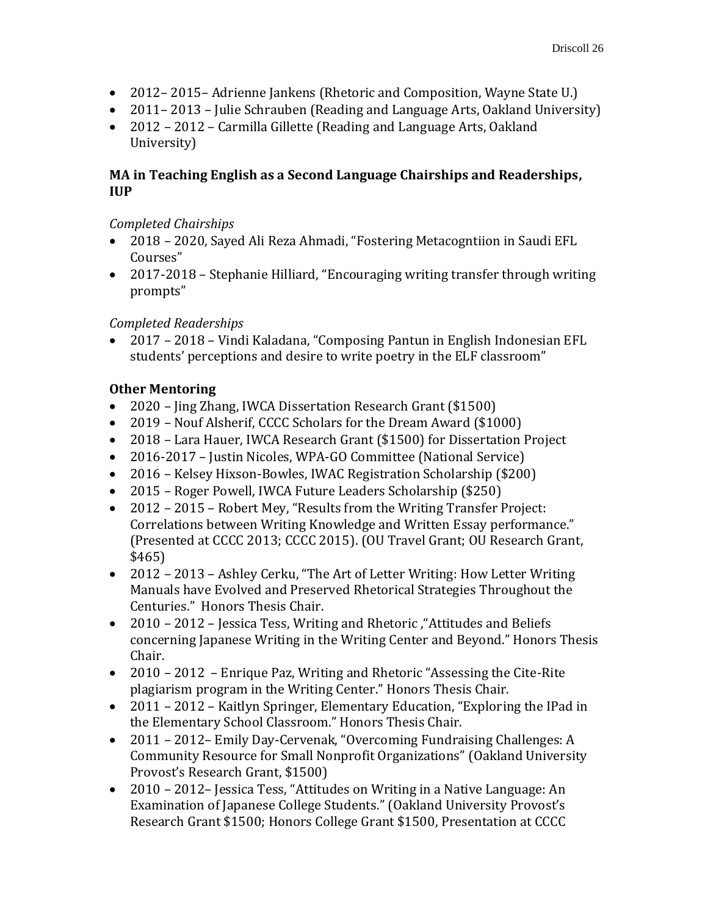- 2012– 2015– Adrienne Jankens (Rhetoric and Composition, Wayne State U.)
- 2011– 2013 – Julie Schrauben (Reading and Language Arts, Oakland University)
- 2012 – 2012 – Carmilla Gillette (Reading and Language Arts, Oakland University)

**MA in Teaching English as a Second Language Chairships and Readerships, IUP**

*Completed Chairships*

- 2018 – 2020, Sayed Ali Reza Ahmadi, "Fostering Metacogntiion in Saudi EFL Courses"
- 2017-2018 – Stephanie Hilliard, "Encouraging writing transfer through writing prompts"

*Completed Readerships*

- 2017 – 2018 – Vindi Kaladana, "Composing Pantun in English Indonesian EFL students' perceptions and desire to write poetry in the ELF classroom"

**Other Mentoring**

- 2020 – Jing Zhang, IWCA Dissertation Research Grant ($1500)
- 2019 – Nouf Alsherif, CCCC Scholars for the Dream Award ($1000)
- 2018 – Lara Hauer, IWCA Research Grant ($1500) for Dissertation Project
- 2016-2017 – Justin Nicoles, WPA-GO Committee (National Service)
- 2016 – Kelsey Hixson-Bowles, IWAC Registration Scholarship ($200)
- 2015 – Roger Powell, IWCA Future Leaders Scholarship ($250)
- 2012 – 2015 – Robert Mey, "Results from the Writing Transfer Project: Correlations between Writing Knowledge and Written Essay performance." (Presented at CCCC 2013; CCCC 2015). (OU Travel Grant; OU Research Grant, $465)
- 2012 – 2013 – Ashley Cerku, "The Art of Letter Writing: How Letter Writing Manuals have Evolved and Preserved Rhetorical Strategies Throughout the Centuries." Honors Thesis Chair.
- 2010 – 2012 – Jessica Tess, Writing and Rhetoric ,"Attitudes and Beliefs concerning Japanese Writing in the Writing Center and Beyond." Honors Thesis Chair.
- 2010 – 2012 – Enrique Paz, Writing and Rhetoric "Assessing the Cite-Rite plagiarism program in the Writing Center." Honors Thesis Chair.
- 2011 – 2012 – Kaitlyn Springer, Elementary Education, "Exploring the IPad in the Elementary School Classroom." Honors Thesis Chair.
- 2011 – 2012– Emily Day-Cervenak, "Overcoming Fundraising Challenges: A Community Resource for Small Nonprofit Organizations" (Oakland University Provost's Research Grant, $1500)
- 2010 – 2012– Jessica Tess, "Attitudes on Writing in a Native Language: An Examination of Japanese College Students." (Oakland University Provost's Research Grant $1500; Honors College Grant $1500, Presentation at CCCC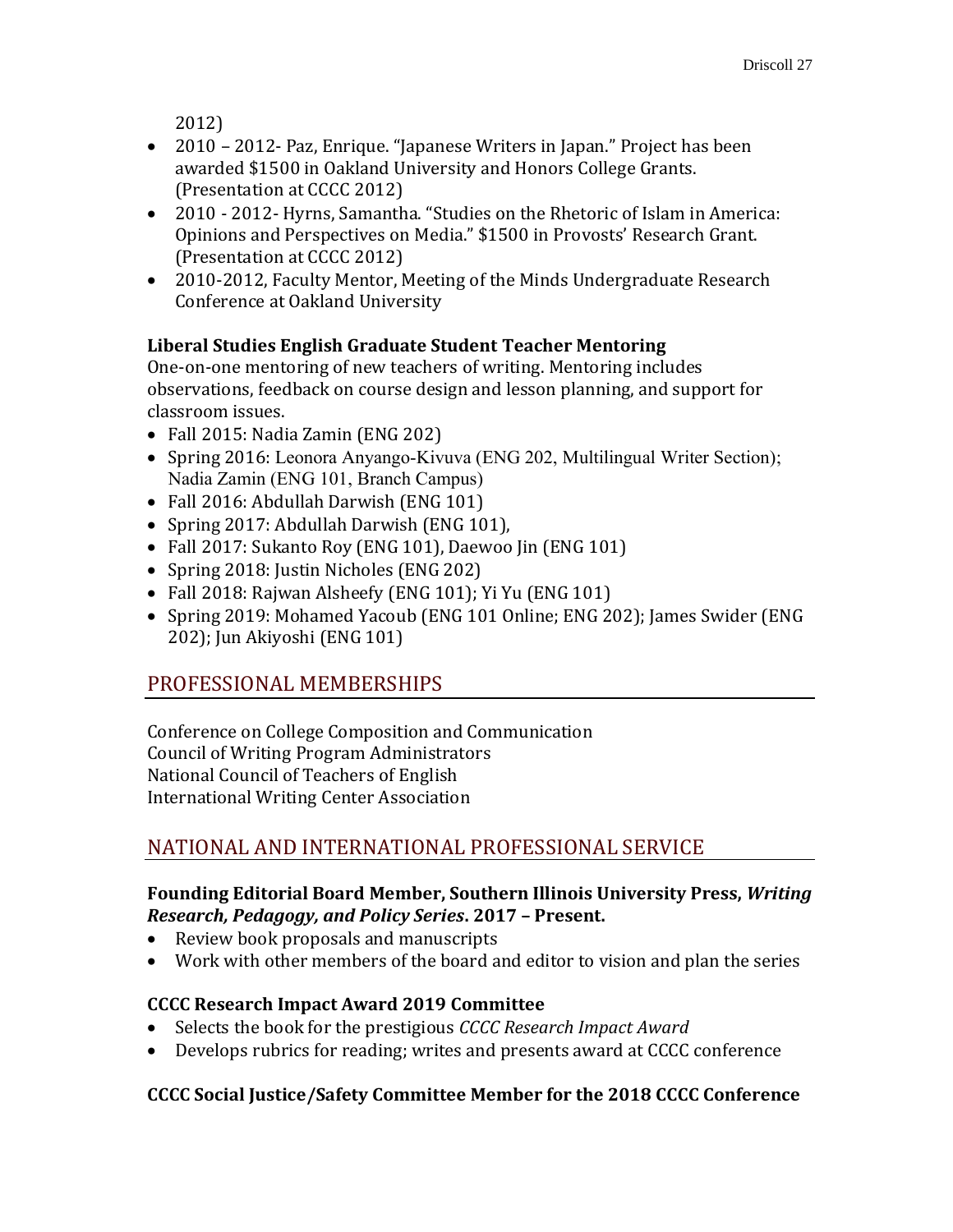2012)

- 2010 – 2012- Paz, Enrique. "Japanese Writers in Japan." Project has been awarded $1500 in Oakland University and Honors College Grants. (Presentation at CCCC 2012)
- 2010 - 2012- Hyrns, Samantha. "Studies on the Rhetoric of Islam in America: Opinions and Perspectives on Media." $1500 in Provosts' Research Grant. (Presentation at CCCC 2012)
- 2010-2012, Faculty Mentor, Meeting of the Minds Undergraduate Research Conference at Oakland University

### Liberal Studies English Graduate Student Teacher Mentoring

One-on-one mentoring of new teachers of writing. Mentoring includes observations, feedback on course design and lesson planning, and support for classroom issues.

- Fall 2015: Nadia Zamin (ENG 202)
- Spring 2016: Leonora Anyango-Kivuva (ENG 202, Multilingual Writer Section); Nadia Zamin (ENG 101, Branch Campus)
- Fall 2016: Abdullah Darwish (ENG 101)
- Spring 2017: Abdullah Darwish (ENG 101),
- Fall 2017: Sukanto Roy (ENG 101), Daewoo Jin (ENG 101)
- Spring 2018: Justin Nicholes (ENG 202)
- Fall 2018: Rajwan Alsheefy (ENG 101); Yi Yu (ENG 101)
- Spring 2019: Mohamed Yacoub (ENG 101 Online; ENG 202); James Swider (ENG 202); Jun Akiyoshi (ENG 101)

## PROFESSIONAL MEMBERSHIPS

Conference on College Composition and Communication
Council of Writing Program Administrators
National Council of Teachers of English
International Writing Center Association

## NATIONAL AND INTERNATIONAL PROFESSIONAL SERVICE

### Founding Editorial Board Member, Southern Illinois University Press, *Writing Research, Pedagogy, and Policy Series*. 2017 – Present.

- Review book proposals and manuscripts
- Work with other members of the board and editor to vision and plan the series

### CCCC Research Impact Award 2019 Committee

- Selects the book for the prestigious *CCCC Research Impact Award*
- Develops rubrics for reading; writes and presents award at CCCC conference

### CCCC Social Justice/Safety Committee Member for the 2018 CCCC Conference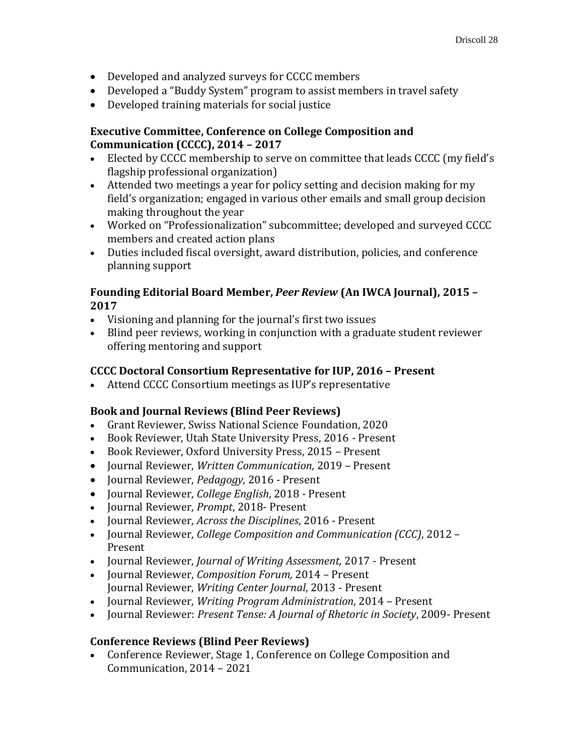- Developed and analyzed surveys for CCCC members
- Developed a "Buddy System" program to assist members in travel safety
- Developed training materials for social justice

**Executive Committee, Conference on College Composition and Communication (CCCC), 2014 – 2017**

- Elected by CCCC membership to serve on committee that leads CCCC (my field's flagship professional organization)
- Attended two meetings a year for policy setting and decision making for my field's organization; engaged in various other emails and small group decision making throughout the year
- Worked on "Professionalization" subcommittee; developed and surveyed CCCC members and created action plans
- Duties included fiscal oversight, award distribution, policies, and conference planning support

**Founding Editorial Board Member, *Peer Review* (An IWCA Journal), 2015 – 2017**

- Visioning and planning for the journal's first two issues
- Blind peer reviews, working in conjunction with a graduate student reviewer offering mentoring and support

**CCCC Doctoral Consortium Representative for IUP, 2016 – Present**

- Attend CCCC Consortium meetings as IUP's representative

**Book and Journal Reviews (Blind Peer Reviews)**

- Grant Reviewer, Swiss National Science Foundation, 2020
- Book Reviewer, Utah State University Press, 2016 - Present
- Book Reviewer, Oxford University Press, 2015 – Present
- Journal Reviewer, *Written Communication,* 2019 – Present
- Journal Reviewer, *Pedagogy,* 2016 - Present
- Journal Reviewer, *College English*, 2018 - Present
- Journal Reviewer, *Prompt*, 2018- Present
- Journal Reviewer, *Across the Disciplines*, 2016 - Present
- Journal Reviewer, *College Composition and Communication (CCC)*, 2012 – Present
- Journal Reviewer, *Journal of Writing Assessment,* 2017 - Present
- Journal Reviewer, *Composition Forum,* 2014 – Present
  Journal Reviewer, *Writing Center Journal*, 2013 - Present
- Journal Reviewer, *Writing Program Administration*, 2014 – Present
- Journal Reviewer: *Present Tense: A Journal of Rhetoric in Society*, 2009- Present

**Conference Reviews (Blind Peer Reviews)**

- Conference Reviewer, Stage 1, Conference on College Composition and Communication, 2014 – 2021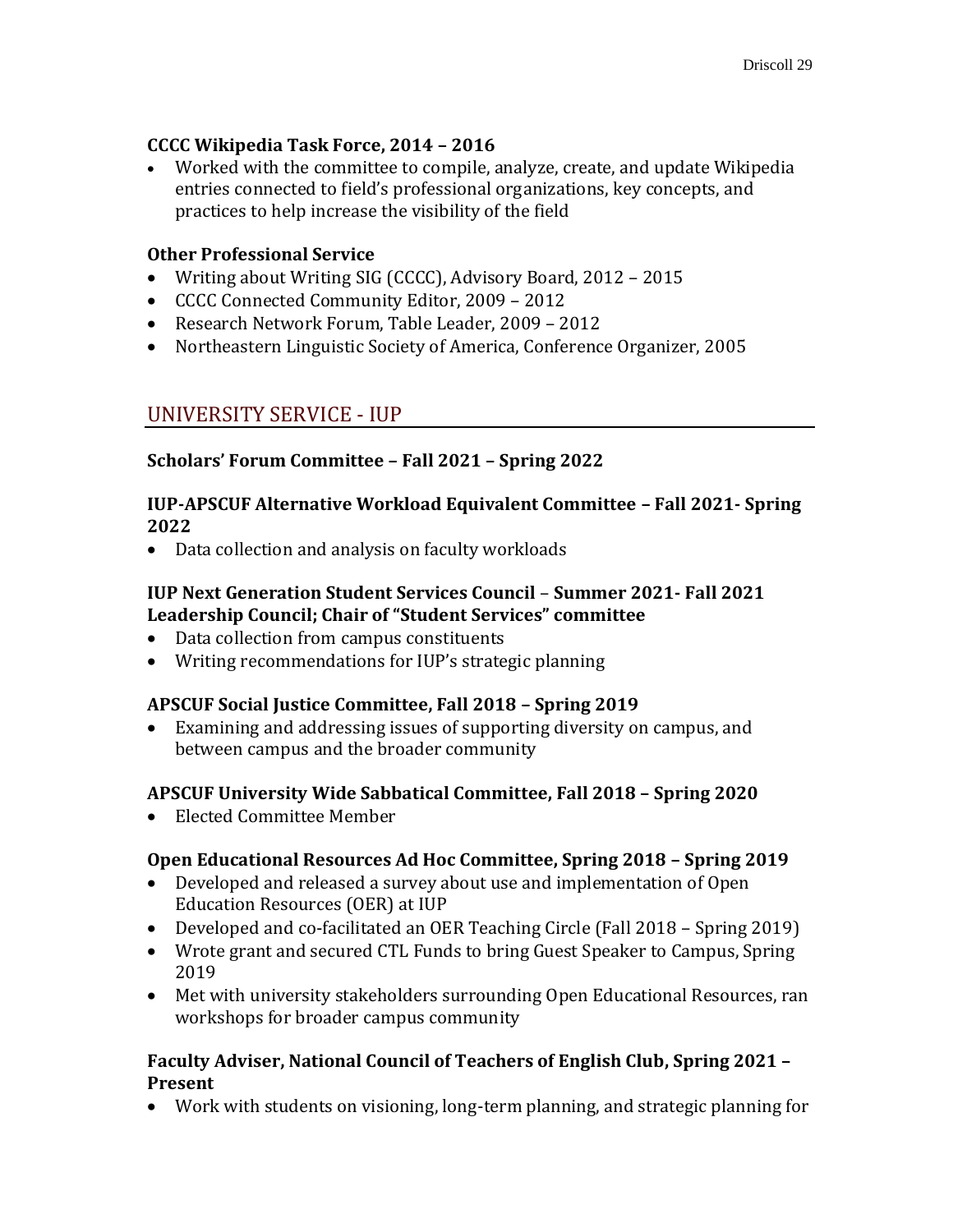**CCCC Wikipedia Task Force, 2014 – 2016**

- Worked with the committee to compile, analyze, create, and update Wikipedia entries connected to field's professional organizations, key concepts, and practices to help increase the visibility of the field

**Other Professional Service**

- Writing about Writing SIG (CCCC), Advisory Board, 2012 – 2015
- CCCC Connected Community Editor, 2009 – 2012
- Research Network Forum, Table Leader, 2009 – 2012
- Northeastern Linguistic Society of America, Conference Organizer, 2005

## UNIVERSITY SERVICE - IUP

**Scholars' Forum Committee – Fall 2021 – Spring 2022**

**IUP-APSCUF Alternative Workload Equivalent Committee – Fall 2021- Spring 2022**

- Data collection and analysis on faculty workloads

**IUP Next Generation Student Services Council – Summer 2021- Fall 2021 Leadership Council; Chair of "Student Services" committee**

- Data collection from campus constituents
- Writing recommendations for IUP's strategic planning

**APSCUF Social Justice Committee, Fall 2018 – Spring 2019**

- Examining and addressing issues of supporting diversity on campus, and between campus and the broader community

**APSCUF University Wide Sabbatical Committee, Fall 2018 – Spring 2020**

- Elected Committee Member

**Open Educational Resources Ad Hoc Committee, Spring 2018 – Spring 2019**

- Developed and released a survey about use and implementation of Open Education Resources (OER) at IUP
- Developed and co-facilitated an OER Teaching Circle (Fall 2018 – Spring 2019)
- Wrote grant and secured CTL Funds to bring Guest Speaker to Campus, Spring 2019
- Met with university stakeholders surrounding Open Educational Resources, ran workshops for broader campus community

**Faculty Adviser, National Council of Teachers of English Club, Spring 2021 – Present**

- Work with students on visioning, long-term planning, and strategic planning for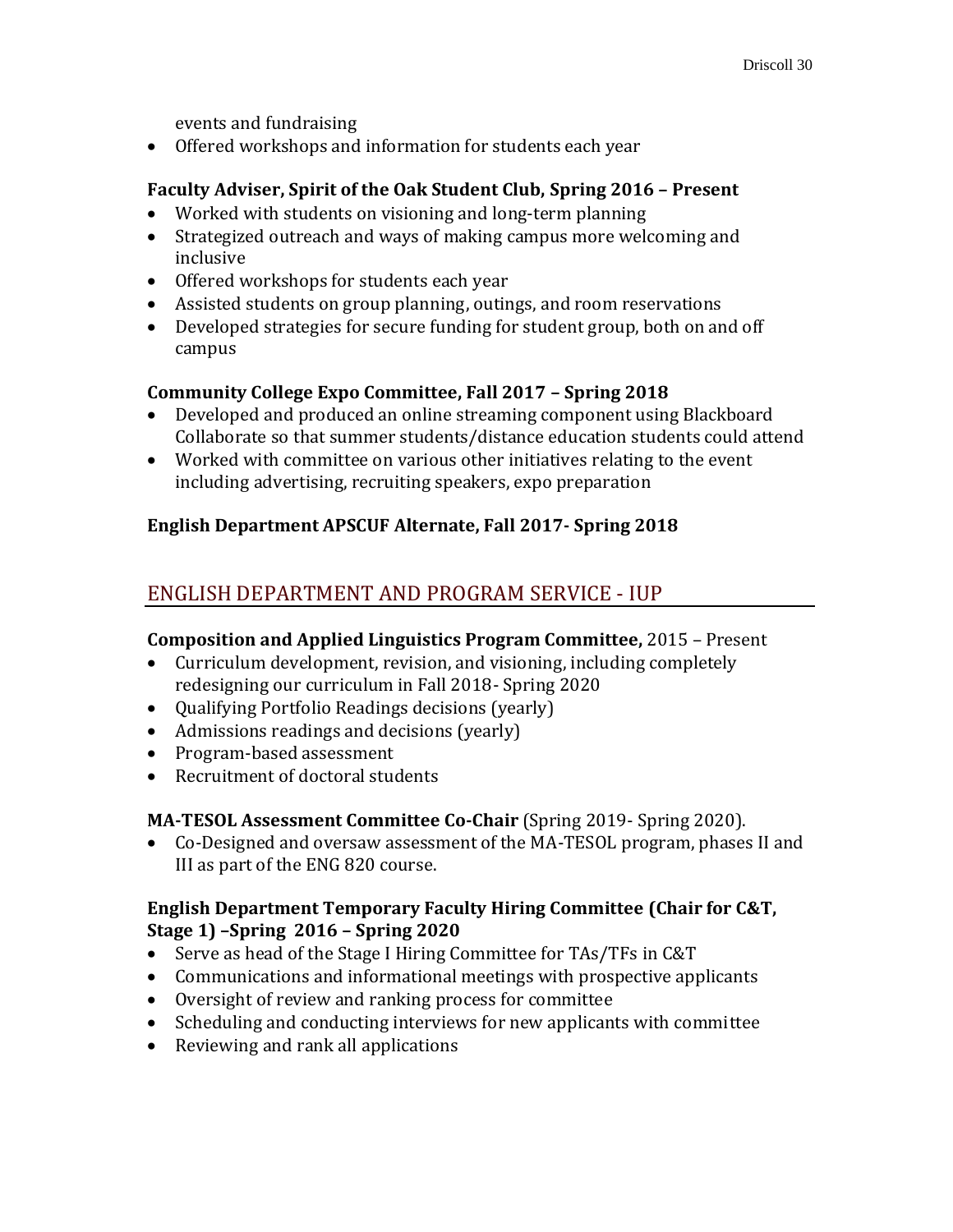events and fundraising

- Offered workshops and information for students each year

**Faculty Adviser, Spirit of the Oak Student Club, Spring 2016 – Present**

- Worked with students on visioning and long-term planning
- Strategized outreach and ways of making campus more welcoming and inclusive
- Offered workshops for students each year
- Assisted students on group planning, outings, and room reservations
- Developed strategies for secure funding for student group, both on and off campus

**Community College Expo Committee, Fall 2017 – Spring 2018**

- Developed and produced an online streaming component using Blackboard Collaborate so that summer students/distance education students could attend
- Worked with committee on various other initiatives relating to the event including advertising, recruiting speakers, expo preparation

**English Department APSCUF Alternate, Fall 2017- Spring 2018**

## ENGLISH DEPARTMENT AND PROGRAM SERVICE - IUP

**Composition and Applied Linguistics Program Committee,** 2015 – Present

- Curriculum development, revision, and visioning, including completely redesigning our curriculum in Fall 2018- Spring 2020
- Qualifying Portfolio Readings decisions (yearly)
- Admissions readings and decisions (yearly)
- Program-based assessment
- Recruitment of doctoral students

**MA-TESOL Assessment Committee Co-Chair** (Spring 2019- Spring 2020).

- Co-Designed and oversaw assessment of the MA-TESOL program, phases II and III as part of the ENG 820 course.

**English Department Temporary Faculty Hiring Committee (Chair for C&T, Stage 1) –Spring 2016 – Spring 2020**

- Serve as head of the Stage I Hiring Committee for TAs/TFs in C&T
- Communications and informational meetings with prospective applicants
- Oversight of review and ranking process for committee
- Scheduling and conducting interviews for new applicants with committee
- Reviewing and rank all applications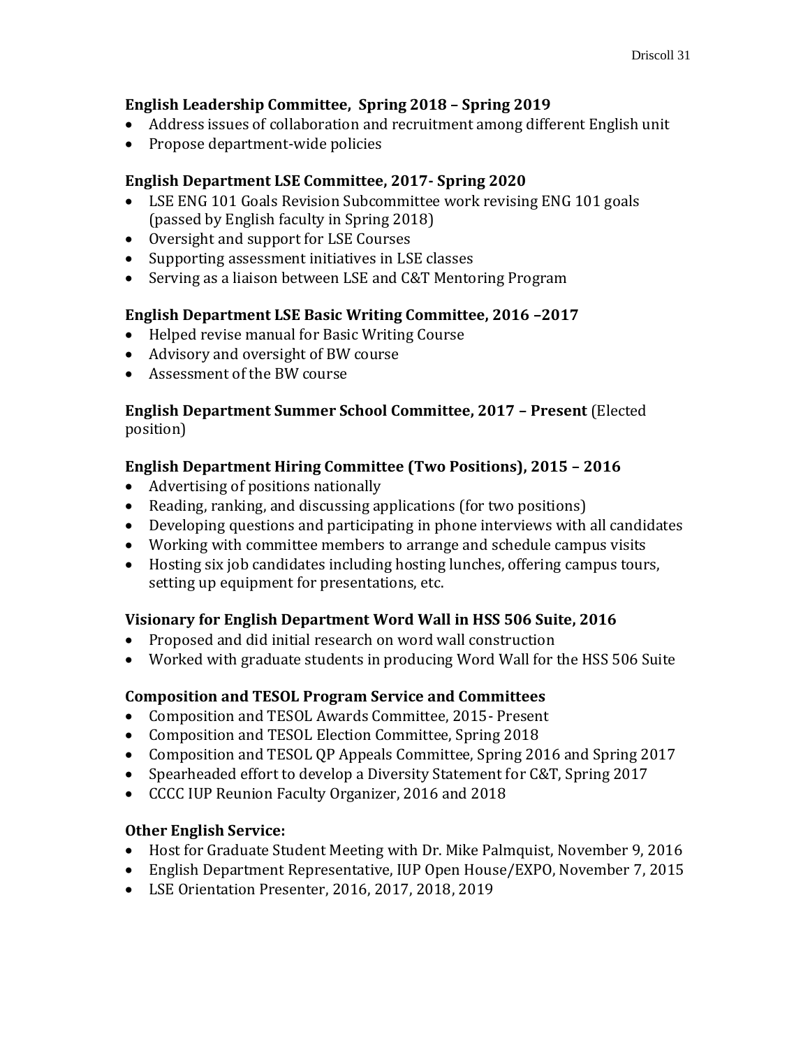**English Leadership Committee,  Spring 2018 – Spring 2019**

- Address issues of collaboration and recruitment among different English unit
- Propose department-wide policies

**English Department LSE Committee, 2017- Spring 2020**

- LSE ENG 101 Goals Revision Subcommittee work revising ENG 101 goals (passed by English faculty in Spring 2018)
- Oversight and support for LSE Courses
- Supporting assessment initiatives in LSE classes
- Serving as a liaison between LSE and C&T Mentoring Program

**English Department LSE Basic Writing Committee, 2016 –2017**

- Helped revise manual for Basic Writing Course
- Advisory and oversight of BW course
- Assessment of the BW course

**English Department Summer School Committee, 2017 – Present** (Elected position)

**English Department Hiring Committee (Two Positions), 2015 – 2016**

- Advertising of positions nationally
- Reading, ranking, and discussing applications (for two positions)
- Developing questions and participating in phone interviews with all candidates
- Working with committee members to arrange and schedule campus visits
- Hosting six job candidates including hosting lunches, offering campus tours, setting up equipment for presentations, etc.

**Visionary for English Department Word Wall in HSS 506 Suite, 2016**

- Proposed and did initial research on word wall construction
- Worked with graduate students in producing Word Wall for the HSS 506 Suite

**Composition and TESOL Program Service and Committees**

- Composition and TESOL Awards Committee, 2015- Present
- Composition and TESOL Election Committee, Spring 2018
- Composition and TESOL QP Appeals Committee, Spring 2016 and Spring 2017
- Spearheaded effort to develop a Diversity Statement for C&T, Spring 2017
- CCCC IUP Reunion Faculty Organizer, 2016 and 2018

**Other English Service:**

- Host for Graduate Student Meeting with Dr. Mike Palmquist, November 9, 2016
- English Department Representative, IUP Open House/EXPO, November 7, 2015
- LSE Orientation Presenter, 2016, 2017, 2018, 2019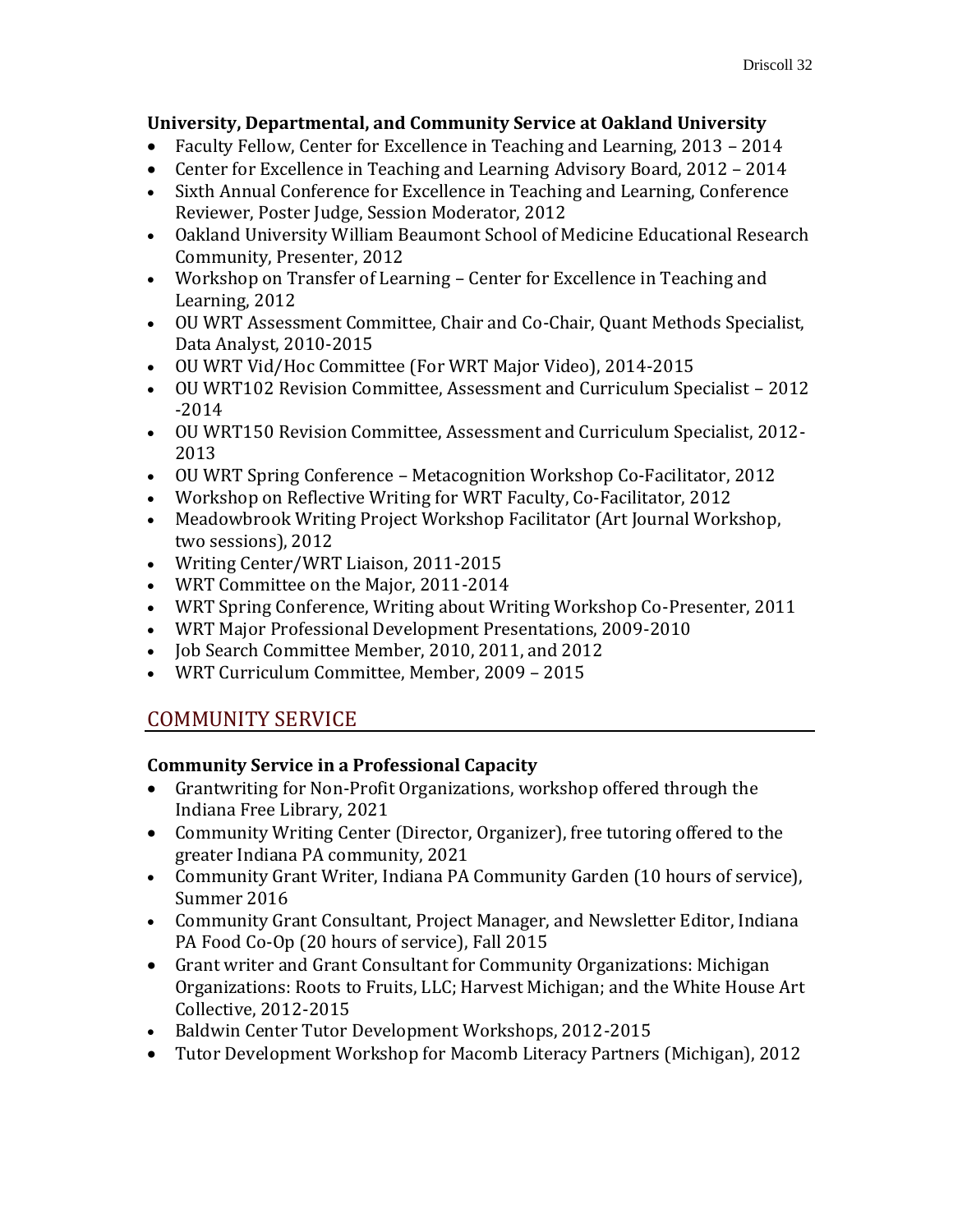**University, Departmental, and Community Service at Oakland University**

- Faculty Fellow, Center for Excellence in Teaching and Learning, 2013 – 2014
- Center for Excellence in Teaching and Learning Advisory Board, 2012 – 2014
- Sixth Annual Conference for Excellence in Teaching and Learning, Conference Reviewer, Poster Judge, Session Moderator, 2012
- Oakland University William Beaumont School of Medicine Educational Research Community, Presenter, 2012
- Workshop on Transfer of Learning – Center for Excellence in Teaching and Learning, 2012
- OU WRT Assessment Committee, Chair and Co-Chair, Quant Methods Specialist, Data Analyst, 2010-2015
- OU WRT Vid/Hoc Committee (For WRT Major Video), 2014-2015
- OU WRT102 Revision Committee, Assessment and Curriculum Specialist – 2012 -2014
- OU WRT150 Revision Committee, Assessment and Curriculum Specialist, 2012-2013
- OU WRT Spring Conference – Metacognition Workshop Co-Facilitator, 2012
- Workshop on Reflective Writing for WRT Faculty, Co-Facilitator, 2012
- Meadowbrook Writing Project Workshop Facilitator (Art Journal Workshop, two sessions), 2012
- Writing Center/WRT Liaison, 2011-2015
- WRT Committee on the Major, 2011-2014
- WRT Spring Conference, Writing about Writing Workshop Co-Presenter, 2011
- WRT Major Professional Development Presentations, 2009-2010
- Job Search Committee Member, 2010, 2011, and 2012
- WRT Curriculum Committee, Member, 2009 – 2015

## COMMUNITY SERVICE

**Community Service in a Professional Capacity**

- Grantwriting for Non-Profit Organizations, workshop offered through the Indiana Free Library, 2021
- Community Writing Center (Director, Organizer), free tutoring offered to the greater Indiana PA community, 2021
- Community Grant Writer, Indiana PA Community Garden (10 hours of service), Summer 2016
- Community Grant Consultant, Project Manager, and Newsletter Editor, Indiana PA Food Co-Op (20 hours of service), Fall 2015
- Grant writer and Grant Consultant for Community Organizations: Michigan Organizations: Roots to Fruits, LLC; Harvest Michigan; and the White House Art Collective, 2012-2015
- Baldwin Center Tutor Development Workshops, 2012-2015
- Tutor Development Workshop for Macomb Literacy Partners (Michigan), 2012